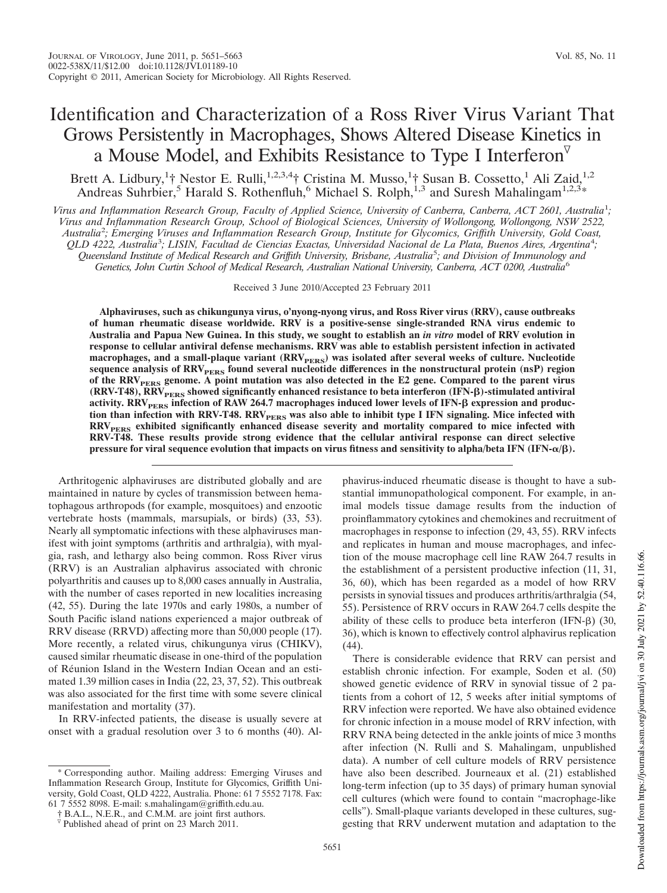# Identification and Characterization of a Ross River Virus Variant That Grows Persistently in Macrophages, Shows Altered Disease Kinetics in a Mouse Model, and Exhibits Resistance to Type I Interferon

Brett A. Lidbury,[1]† Nestor E. Rulli,[1,2,3,4]† Cristina M. Musso,[1]† Susan B. Cossetto,[1] Ali Zaid,[1,2] Andreas Suhrbier,[5] Harald S. Rothenfluh,[6] Michael S. Rolph,[1,3] and Suresh Mahalingam[1,2,3]*

*Virus and Inflammation Research Group, Faculty of Applied Science, University of Canberra, Canberra, ACT 2601, Australia[1]; Virus and Inflammation Research Group, School of Biological Sciences, University of Wollongong, Wollongong, NSW 2522, Australia[2]; Emerging Viruses and Inflammation Research Group, Institute for Glycomics, Griffith University, Gold Coast, QLD 4222, Australia[3]; LISIN, Facultad de Ciencias Exactas, Universidad Nacional de La Plata, Buenos Aires, Argentina[4]; Queensland Institute of Medical Research and Griffith University, Brisbane, Australia[5]; and Division of Immunology and Genetics, John Curtin School of Medical Research, Australian National University, Canberra, ACT 0200, Australia[6]*

Received 3 June 2010/Accepted 23 February 2011

**Alphaviruses, such as chikungunya virus, o'nyong-nyong virus, and Ross River virus (RRV), cause outbreaks of human rheumatic disease worldwide. RRV is a positive-sense single-stranded RNA virus endemic to Australia and Papua New Guinea. In this study, we sought to establish an *in vitro* model of RRV evolution in response to cellular antiviral defense mechanisms. RRV was able to establish persistent infection in activated macrophages, and a small-plaque variant ($RRV_{PERS}$) was isolated after several weeks of culture. Nucleotide sequence analysis of $RRV_{PERS}$ found several nucleotide differences in the nonstructural protein (nsP) region of the $RRV_{PERS}$ genome. A point mutation was also detected in the E2 gene. Compared to the parent virus (RRV-T48), $RRV_{PERS}$ showed significantly enhanced resistance to beta interferon (IFN-β)-stimulated antiviral activity. $RRV_{PERS}$ infection of RAW 264.7 macrophages induced lower levels of IFN-β expression and production than infection with RRV-T48. $RRV_{PERS}$ was also able to inhibit type I IFN signaling. Mice infected with $RRV_{PERS}$ exhibited significantly enhanced disease severity and mortality compared to mice infected with RRV-T48. These results provide strong evidence that the cellular antiviral response can direct selective pressure for viral sequence evolution that impacts on virus fitness and sensitivity to alpha/beta IFN (IFN-α/β).**

Arthritogenic alphaviruses are distributed globally and are maintained in nature by cycles of transmission between hematophagous arthropods (for example, mosquitoes) and enzootic vertebrate hosts (mammals, marsupials, or birds) (33, 53). Nearly all symptomatic infections with these alphaviruses manifest with joint symptoms (arthritis and arthralgia), with myalgia, rash, and lethargy also being common. Ross River virus (RRV) is an Australian alphavirus associated with chronic polyarthritis and causes up to 8,000 cases annually in Australia, with the number of cases reported in new localities increasing (42, 55). During the late 1970s and early 1980s, a number of South Pacific island nations experienced a major outbreak of RRV disease (RRVD) affecting more than 50,000 people (17). More recently, a related virus, chikungunya virus (CHIKV), caused similar rheumatic disease in one-third of the population of Réunion Island in the Western Indian Ocean and an estimated 1.39 million cases in India (22, 23, 37, 52). This outbreak was also associated for the first time with some severe clinical manifestation and mortality (37).

In RRV-infected patients, the disease is usually severe at onset with a gradual resolution over 3 to 6 months (40). Alphavirus-induced rheumatic disease is thought to have a substantial immunopathological component. For example, in animal models tissue damage results from the induction of proinflammatory cytokines and chemokines and recruitment of macrophages in response to infection (29, 43, 55). RRV infects and replicates in human and mouse macrophages, and infection of the mouse macrophage cell line RAW 264.7 results in the establishment of a persistent productive infection (11, 31, 36, 60), which has been regarded as a model of how RRV persists in synovial tissues and produces arthritis/arthralgia (54, 55). Persistence of RRV occurs in RAW 264.7 cells despite the ability of these cells to produce beta interferon (IFN-β) (30, 36), which is known to effectively control alphavirus replication (44).

There is considerable evidence that RRV can persist and establish chronic infection. For example, Soden et al. (50) showed genetic evidence of RRV in synovial tissue of 2 patients from a cohort of 12, 5 weeks after initial symptoms of RRV infection were reported. We have also obtained evidence for chronic infection in a mouse model of RRV infection, with RRV RNA being detected in the ankle joints of mice 3 months after infection (N. Rulli and S. Mahalingam, unpublished data). A number of cell culture models of RRV persistence have also been described. Journeaux et al. (21) established long-term infection (up to 35 days) of primary human synovial cell cultures (which were found to contain "macrophage-like cells"). Small-plaque variants developed in these cultures, suggesting that RRV underwent mutation and adaptation to the

\* Corresponding author. Mailing address: Emerging Viruses and Inflammation Research Group, Institute for Glycomics, Griffith University, Gold Coast, QLD 4222, Australia. Phone: 61 7 5552 7178. Fax: 61 7 5552 8098. E-mail: s.mahalingam@griffith.edu.au.

† B.A.L., N.E.R., and C.M.M. are joint first authors.

▽ Published ahead of print on 23 March 2011.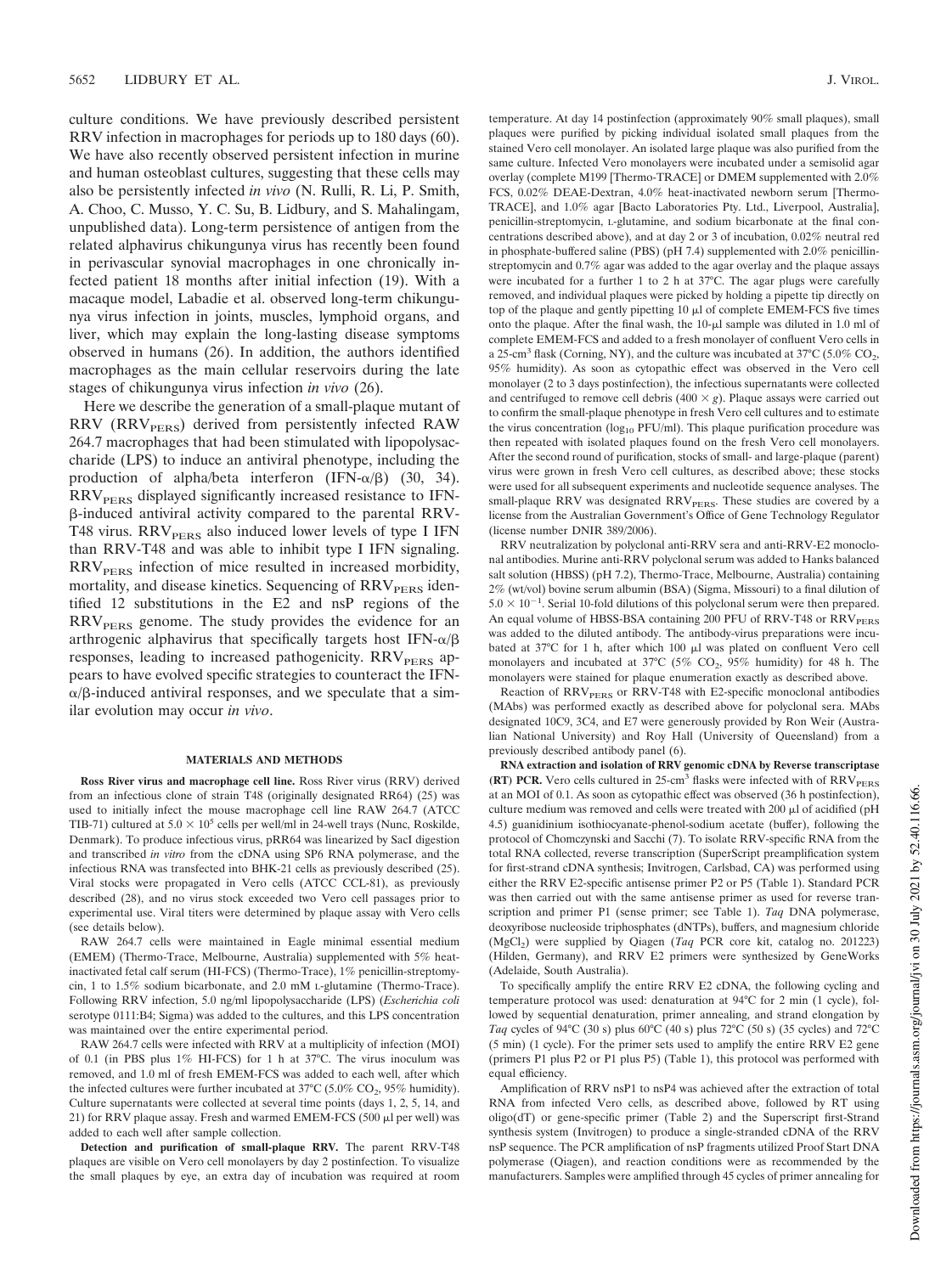culture conditions. We have previously described persistent RRV infection in macrophages for periods up to 180 days (60). We have also recently observed persistent infection in murine and human osteoblast cultures, suggesting that these cells may also be persistently infected *in vivo* (N. Rulli, R. Li, P. Smith, A. Choo, C. Musso, Y. C. Su, B. Lidbury, and S. Mahalingam, unpublished data). Long-term persistence of antigen from the related alphavirus chikungunya virus has recently been found in perivascular synovial macrophages in one chronically infected patient 18 months after initial infection (19). With a macaque model, Labadie et al. observed long-term chikungunya virus infection in joints, muscles, lymphoid organs, and liver, which may explain the long-lasting disease symptoms observed in humans (26). In addition, the authors identified macrophages as the main cellular reservoirs during the late stages of chikungunya virus infection *in vivo* (26).

Here we describe the generation of a small-plaque mutant of RRV ($RRV_{PERS}$) derived from persistently infected RAW 264.7 macrophages that had been stimulated with lipopolysaccharide (LPS) to induce an antiviral phenotype, including the production of alpha/beta interferon (IFN-α/β) (30, 34). $RRV_{PERS}$ displayed significantly increased resistance to IFN-β-induced antiviral activity compared to the parental RRV-T48 virus. $RRV_{PERS}$ also induced lower levels of type I IFN than RRV-T48 and was able to inhibit type I IFN signaling. $RRV_{PERS}$ infection of mice resulted in increased morbidity, mortality, and disease kinetics. Sequencing of $RRV_{PERS}$ identified 12 substitutions in the E2 and nsP regions of the $RRV_{PERS}$ genome. The study provides the evidence for an arthrogenic alphavirus that specifically targets host IFN-α/β responses, leading to increased pathogenicity. $RRV_{PERS}$ appears to have evolved specific strategies to counteract the IFN-α/β-induced antiviral responses, and we speculate that a similar evolution may occur *in vivo*.

## MATERIALS AND METHODS

**Ross River virus and macrophage cell line.** Ross River virus (RRV) derived from an infectious clone of strain T48 (originally designated RR64) (25) was used to initially infect the mouse macrophage cell line RAW 264.7 (ATCC TIB-71) cultured at $5.0 \times 10^5$ cells per well/ml in 24-well trays (Nunc, Roskilde, Denmark). To produce infectious virus, pRR64 was linearized by SacI digestion and transcribed *in vitro* from the cDNA using SP6 RNA polymerase, and the infectious RNA was transfected into BHK-21 cells as previously described (25). Viral stocks were propagated in Vero cells (ATCC CCL-81), as previously described (28), and no virus stock exceeded two Vero cell passages prior to experimental use. Viral titers were determined by plaque assay with Vero cells (see details below).

RAW 264.7 cells were maintained in Eagle minimal essential medium (EMEM) (Thermo-Trace, Melbourne, Australia) supplemented with 5% heat-inactivated fetal calf serum (HI-FCS) (Thermo-Trace), 1% penicillin-streptomycin, 1 to 1.5% sodium bicarbonate, and 2.0 mM L-glutamine (Thermo-Trace). Following RRV infection, 5.0 ng/ml lipopolysaccharide (LPS) (*Escherichia coli* serotype 0111:B4; Sigma) was added to the cultures, and this LPS concentration was maintained over the entire experimental period.

RAW 264.7 cells were infected with RRV at a multiplicity of infection (MOI) of 0.1 (in PBS plus 1% HI-FCS) for 1 h at 37°C. The virus inoculum was removed, and 1.0 ml of fresh EMEM-FCS was added to each well, after which the infected cultures were further incubated at 37°C (5.0% $CO_2$, 95% humidity). Culture supernatants were collected at several time points (days 1, 2, 5, 14, and 21) for RRV plaque assay. Fresh and warmed EMEM-FCS (500 μl per well) was added to each well after sample collection.

**Detection and purification of small-plaque RRV.** The parent RRV-T48 plaques are visible on Vero cell monolayers by day 2 postinfection. To visualize the small plaques by eye, an extra day of incubation was required at room temperature. At day 14 postinfection (approximately 90% small plaques), small plaques were purified by picking individual isolated small plaques from the stained Vero cell monolayer. An isolated large plaque was also purified from the same culture. Infected Vero monolayers were incubated under a semisolid agar overlay (complete M199 [Thermo-TRACE] or DMEM supplemented with 2.0% FCS, 0.02% DEAE-Dextran, 4.0% heat-inactivated newborn serum [Thermo-TRACE], and 1.0% agar [Bacto Laboratories Pty. Ltd., Liverpool, Australia], penicillin-streptomycin, L-glutamine, and sodium bicarbonate at the final concentrations described above), and at day 2 or 3 of incubation, 0.02% neutral red in phosphate-buffered saline (PBS) (pH 7.4) supplemented with 2.0% penicillin-streptomycin and 0.7% agar was added to the agar overlay and the plaque assays were incubated for a further 1 to 2 h at 37°C. The agar plugs were carefully removed, and individual plaques were picked by holding a pipette tip directly on top of the plaque and gently pipetting 10 μl of complete EMEM-FCS five times onto the plaque. After the final wash, the 10-μl sample was diluted in 1.0 ml of complete EMEM-FCS and added to a fresh monolayer of confluent Vero cells in a 25-cm³ flask (Corning, NY), and the culture was incubated at 37°C (5.0% $CO_2$, 95% humidity). As soon as cytopathic effect was observed in the Vero cell monolayer (2 to 3 days postinfection), the infectious supernatants were collected and centrifuged to remove cell debris (400 × g). Plaque assays were carried out to confirm the small-plaque phenotype in fresh Vero cell cultures and to estimate the virus concentration ($\log_{10}$ PFU/ml). This plaque purification procedure was then repeated with isolated plaques found on the fresh Vero cell monolayers. After the second round of purification, stocks of small- and large-plaque (parent) virus were grown in fresh Vero cell cultures, as described above; these stocks were used for all subsequent experiments and nucleotide sequence analyses. The small-plaque RRV was designated $RRV_{PERS}$. These studies are covered by a license from the Australian Government's Office of Gene Technology Regulator (license number DNIR 389/2006).

RRV neutralization by polyclonal anti-RRV sera and anti-RRV-E2 monoclonal antibodies. Murine anti-RRV polyclonal serum was added to Hanks balanced salt solution (HBSS) (pH 7.2), Thermo-Trace, Melbourne, Australia) containing 2% (wt/vol) bovine serum albumin (BSA) (Sigma, Missouri) to a final dilution of $5.0 \times 10^{-1}$. Serial 10-fold dilutions of this polyclonal serum were then prepared. An equal volume of HBSS-BSA containing 200 PFU of RRV-T48 or $RRV_{PERS}$ was added to the diluted antibody. The antibody-virus preparations were incubated at 37°C for 1 h, after which 100 μl was plated on confluent Vero cell monolayers and incubated at 37°C (5% $CO_2$, 95% humidity) for 48 h. The monolayers were stained for plaque enumeration exactly as described above.

Reaction of $RRV_{PERS}$ or RRV-T48 with E2-specific monoclonal antibodies (MAbs) was performed exactly as described above for polyclonal sera. MAbs designated 10C9, 3C4, and E7 were generously provided by Ron Weir (Australian National University) and Roy Hall (University of Queensland) from a previously described antibody panel (6).

**RNA extraction and isolation of RRV genomic cDNA by Reverse transcriptase (RT) PCR.** Vero cells cultured in 25-cm³ flasks were infected with of $RRV_{PERS}$ at an MOI of 0.1. As soon as cytopathic effect was observed (36 h postinfection), culture medium was removed and cells were treated with 200 μl of acidified (pH 4.5) guanidinium isothiocyanate-phenol-sodium acetate (buffer), following the protocol of Chomczynski and Sacchi (7). To isolate RRV-specific RNA from the total RNA collected, reverse transcription (SuperScript preamplification system for first-strand cDNA synthesis; Invitrogen, Carlsbad, CA) was performed using either the RRV E2-specific antisense primer P2 or P5 (Table 1). Standard PCR was then carried out with the same antisense primer as used for reverse transcription and primer P1 (sense primer; see Table 1). *Taq* DNA polymerase, deoxyribose nucleoside triphosphates (dNTPs), buffers, and magnesium chloride ($MgCl_2$) were supplied by Qiagen (*Taq* PCR core kit, catalog no. 201223) (Hilden, Germany), and RRV E2 primers were synthesized by GeneWorks (Adelaide, South Australia).

To specifically amplify the entire RRV E2 cDNA, the following cycling and temperature protocol was used: denaturation at 94°C for 2 min (1 cycle), followed by sequential denaturation, primer annealing, and strand elongation by *Taq* cycles of 94°C (30 s) plus 60°C (40 s) plus 72°C (50 s) (35 cycles) and 72°C (5 min) (1 cycle). For the primer sets used to amplify the entire RRV E2 gene (primers P1 plus P2 or P1 plus P5) (Table 1), this protocol was performed with equal efficiency.

Amplification of RRV nsP1 to nsP4 was achieved after the extraction of total RNA from infected Vero cells, as described above, followed by RT using oligo(dT) or gene-specific primer (Table 2) and the Superscript first-Strand synthesis system (Invitrogen) to produce a single-stranded cDNA of the RRV nsP sequence. The PCR amplification of nsP fragments utilized Proof Start DNA polymerase (Qiagen), and reaction conditions were as recommended by the manufacturers. Samples were amplified through 45 cycles of primer annealing for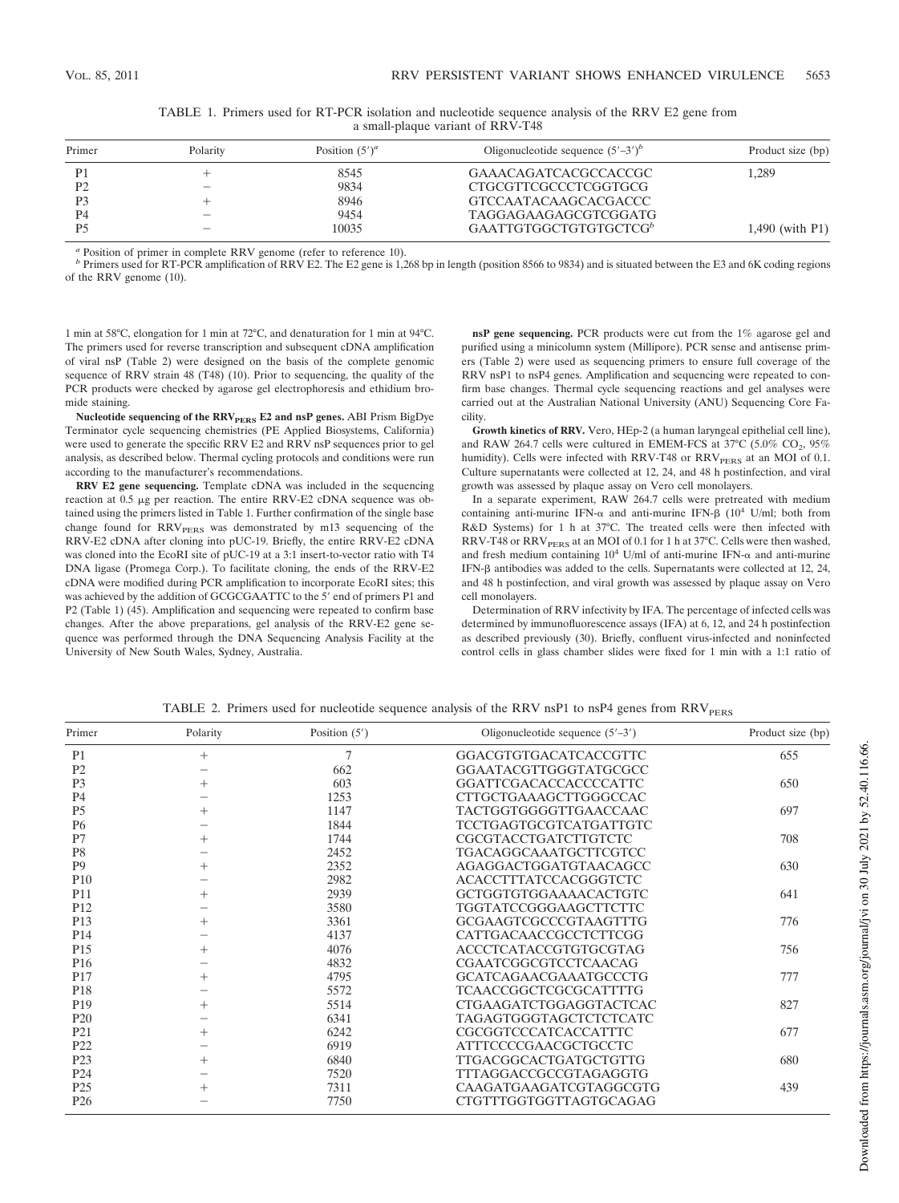TABLE 1. Primers used for RT-PCR isolation and nucleotide sequence analysis of the RRV E2 gene from a small-plaque variant of RRV-T48

| Primer | Polarity | Position (5′)[a] | Oligonucleotide sequence (5′–3′)[b] | Product size (bp) |
|---|---|---|---|---|
| P1 | + | 8545 | GAAACAGATCACGCCACCGC | 1,289 |
| P2 | − | 9834 | CTGCGTTCGCCCTCGGTGCG | |
| P3 | + | 8946 | GTCCAATACAAGCACGACCC | |
| P4 | − | 9454 | TAGGAGAAGAGCGTCGGATG | |
| P5 | − | 10035 | GAATTGTGGCTGTGTGCTCG[b] | 1,490 (with P1) |

[a] Position of primer in complete RRV genome (refer to reference 10).

[b] Primers used for RT-PCR amplification of RRV E2. The E2 gene is 1,268 bp in length (position 8566 to 9834) and is situated between the E3 and 6K coding regions of the RRV genome (10).

1 min at 58°C, elongation for 1 min at 72°C, and denaturation for 1 min at 94°C. The primers used for reverse transcription and subsequent cDNA amplification of viral nsP (Table 2) were designed on the basis of the complete genomic sequence of RRV strain 48 (T48) (10). Prior to sequencing, the quality of the PCR products were checked by agarose gel electrophoresis and ethidium bromide staining.

**Nucleotide sequencing of the $RRV_{PERS}$ E2 and nsP genes.** ABI Prism BigDye Terminator cycle sequencing chemistries (PE Applied Biosystems, California) were used to generate the specific RRV E2 and RRV nsP sequences prior to gel analysis, as described below. Thermal cycling protocols and conditions were run according to the manufacturer's recommendations.

**RRV E2 gene sequencing.** Template cDNA was included in the sequencing reaction at 0.5 μg per reaction. The entire RRV-E2 cDNA sequence was obtained using the primers listed in Table 1. Further confirmation of the single base change found for $RRV_{PERS}$ was demonstrated by m13 sequencing of the RRV-E2 cDNA after cloning into pUC-19. Briefly, the entire RRV-E2 cDNA was cloned into the EcoRI site of pUC-19 at a 3:1 insert-to-vector ratio with T4 DNA ligase (Promega Corp.). To facilitate cloning, the ends of the RRV-E2 cDNA were modified during PCR amplification to incorporate EcoRI sites; this was achieved by the addition of GCGCGAATTC to the 5′ end of primers P1 and P2 (Table 1) (45). Amplification and sequencing were repeated to confirm base changes. After the above preparations, gel analysis of the RRV-E2 gene sequence was performed through the DNA Sequencing Analysis Facility at the University of New South Wales, Sydney, Australia.

**nsP gene sequencing.** PCR products were cut from the 1% agarose gel and purified using a minicolumn system (Millipore). PCR sense and antisense primers (Table 2) were used as sequencing primers to ensure full coverage of the RRV nsP1 to nsP4 genes. Amplification and sequencing were repeated to confirm base changes. Thermal cycle sequencing reactions and gel analyses were carried out at the Australian National University (ANU) Sequencing Core Facility.

**Growth kinetics of RRV.** Vero, HEp-2 (a human laryngeal epithelial cell line), and RAW 264.7 cells were cultured in EMEM-FCS at 37°C (5.0% $CO_2$, 95% humidity). Cells were infected with RRV-T48 or $RRV_{PERS}$ at an MOI of 0.1. Culture supernatants were collected at 12, 24, and 48 h postinfection, and viral growth was assessed by plaque assay on Vero cell monolayers.

In a separate experiment, RAW 264.7 cells were pretreated with medium containing anti-murine IFN-α and anti-murine IFN-β ($10^4$ U/ml; both from R&D Systems) for 1 h at 37°C. The treated cells were then infected with RRV-T48 or $RRV_{PERS}$ at an MOI of 0.1 for 1 h at 37°C. Cells were then washed, and fresh medium containing $10^4$ U/ml of anti-murine IFN-α and anti-murine IFN-β antibodies was added to the cells. Supernatants were collected at 12, 24, and 48 h postinfection, and viral growth was assessed by plaque assay on Vero cell monolayers.

**Determination of RRV infectivity by IFA.** The percentage of infected cells was determined by immunofluorescence assays (IFA) at 6, 12, and 24 h postinfection as described previously (30). Briefly, confluent virus-infected and noninfected control cells in glass chamber slides were fixed for 1 min with a 1:1 ratio of

TABLE 2. Primers used for nucleotide sequence analysis of the RRV nsP1 to nsP4 genes from $RRV_{PERS}$

| Primer | Polarity | Position (5′) | Oligonucleotide sequence (5′–3′) | Product size (bp) |
|---|---|---|---|---|
| P1 | + | 7 | GGACGTGTGACATCACCGTTC | 655 |
| P2 | − | 662 | GGAATACGTTGGGTATGCGCC | |
| P3 | + | 603 | GGATTCGACACCACCCCATTC | 650 |
| P4 | − | 1253 | CTTGCTGAAAGCTTGGGCCAC | |
| P5 | + | 1147 | TACTGGTGGGGTTGAACCAAC | 697 |
| P6 | − | 1844 | TCCTGAGTGCGTCATGATTGTC | |
| P7 | + | 1744 | CGCGTACCTGATCTTGTCTC | 708 |
| P8 | − | 2452 | TGACAGGCAAATGCTTCGTCC | |
| P9 | + | 2352 | AGAGGACTGGATGTAACAGCC | 630 |
| P10 | − | 2982 | ACACCTTTATCCACGGGTCTC | |
| P11 | + | 2939 | GCTGGTGTGGAAAACACTGTC | 641 |
| P12 | − | 3580 | TGGTATCCGGGAAGCTTCTTC | |
| P13 | + | 3361 | GCGAAGTCGCCCGTAAGTTTG | 776 |
| P14 | − | 4137 | CATTGACAACCGCCTCTTCGG | |
| P15 | + | 4076 | ACCCTCATACCGTGTGCGTAG | 756 |
| P16 | − | 4832 | CGAATCGGCGTCCTCAACAG | |
| P17 | + | 4795 | GCATCAGAACGAAATGCCCTG | 777 |
| P18 | − | 5572 | TCAACCGGCTCGCGCATTTTG | |
| P19 | + | 5514 | CTGAAGATCTGGAGGTACTCAC | 827 |
| P20 | − | 6341 | TAGAGTGGGTAGCTCTCTCATC | |
| P21 | + | 6242 | CGCGGTCCCATCACCATTTC | 677 |
| P22 | − | 6919 | ATTTCCCCGAACGCTGCCTC | |
| P23 | + | 6840 | TTGACGGCACTGATGCTGTTG | 680 |
| P24 | − | 7520 | TTTAGGACCGCCGTAGAGGTG | |
| P25 | + | 7311 | CAAGATGAAGATCGTAGGCGTG | 439 |
| P26 | − | 7750 | CTGTTTGGTGGTTAGTGCAGAG | |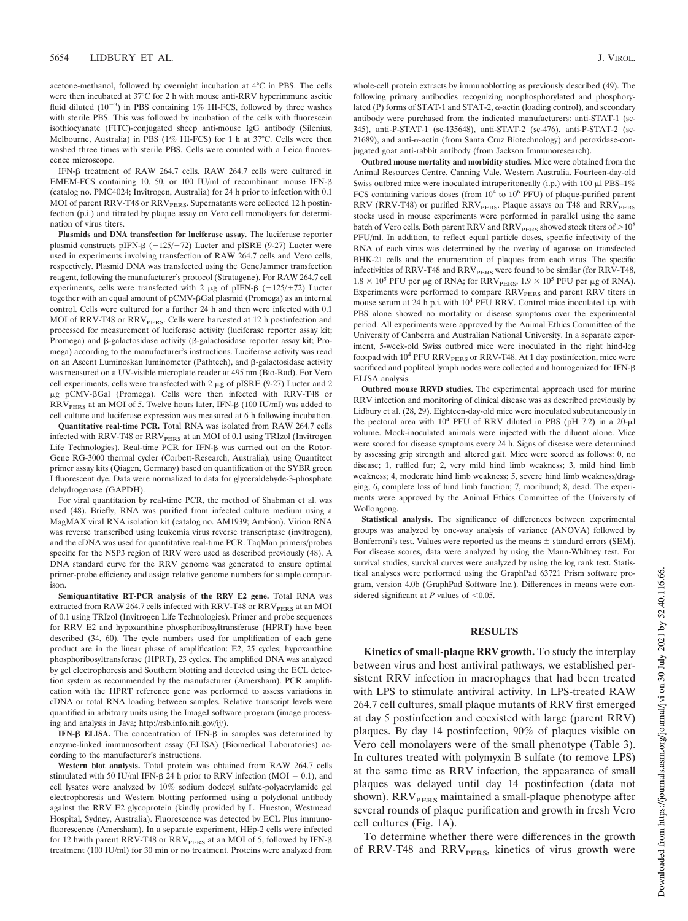acetone-methanol, followed by overnight incubation at 4°C in PBS. The cells were then incubated at 37°C for 2 h with mouse anti-RRV hyperimmune ascitic fluid diluted ($10^{-3}$) in PBS containing 1% HI-FCS, followed by three washes with sterile PBS. This was followed by incubation of the cells with fluorescein isothiocyanate (FITC)-conjugated sheep anti-mouse IgG antibody (Silenius, Melbourne, Australia) in PBS (1% HI-FCS) for 1 h at 37°C. Cells were then washed three times with sterile PBS. Cells were counted with a Leica fluorescence microscope.

**IFN-β treatment of RAW 264.7 cells.** RAW 264.7 cells were cultured in EMEM-FCS containing 10, 50, or 100 IU/ml of recombinant mouse IFN-β (catalog no. PMC4024; Invitrogen, Australia) for 24 h prior to infection with 0.1 MOI of parent RRV-T48 or $RRV_{PERS}$. Supernatants were collected 12 h postinfection (p.i.) and titrated by plaque assay on Vero cell monolayers for determination of virus titers.

**Plasmids and DNA transfection for luciferase assay.** The luciferase reporter plasmid constructs pIFN-β (−125/+72) Lucter and pISRE (9-27) Lucter were used in experiments involving transfection of RAW 264.7 cells and Vero cells, respectively. Plasmid DNA was transfected using the GeneJammer transfection reagent, following the manufacturer's protocol (Stratagene). For RAW 264.7 cell experiments, cells were transfected with 2 μg of pIFN-β (−125/+72) Lucter together with an equal amount of pCMV-βGal plasmid (Promega) as an internal control. Cells were cultured for a further 24 h and then were infected with 0.1 MOI of RRV-T48 or $RRV_{PERS}$. Cells were harvested at 12 h postinfection and processed for measurement of luciferase activity (luciferase reporter assay kit; Promega) and β-galactosidase activity (β-galactosidase reporter assay kit; Promega) according to the manufacturer's instructions. Luciferase activity was read on an Ascent Luminoskan luminometer (Pathtech), and β-galactosidase activity was measured on a UV-visible microplate reader at 495 nm (Bio-Rad). For Vero cell experiments, cells were transfected with 2 μg of pISRE (9-27) Lucter and 2 μg pCMV-βGal (Promega). Cells were then infected with RRV-T48 or $RRV_{PERS}$ at an MOI of 5. Twelve hours later, IFN-β (100 IU/ml) was added to cell culture and luciferase expression was measured at 6 h following incubation.

**Quantitative real-time PCR.** Total RNA was isolated from RAW 264.7 cells infected with RRV-T48 or $RRV_{PERS}$ at an MOI of 0.1 using TRIzol (Invitrogen Life Technologies). Real-time PCR for IFN-β was carried out on the Rotor-Gene RG-3000 thermal cycler (Corbett-Research, Australia), using Quantitect primer assay kits (Qiagen, Germany) based on quantification of the SYBR green I fluorescent dye. Data were normalized to data for glyceraldehyde-3-phosphate dehydrogenase (GAPDH).

For viral quantitation by real-time PCR, the method of Shabman et al. was used (48). Briefly, RNA was purified from infected culture medium using a MagMAX viral RNA isolation kit (catalog no. AM1939; Ambion). Virion RNA was reverse transcribed using leukemia virus reverse transcriptase (invitrogen), and the cDNA was used for quantitative real-time PCR. TaqMan primers/probes specific for the NSP3 region of RRV were used as described previously (48). A DNA standard curve for the RRV genome was generated to ensure optimal primer-probe efficiency and assign relative genome numbers for sample comparison.

**Semiquantitative RT-PCR analysis of the RRV E2 gene.** Total RNA was extracted from RAW 264.7 cells infected with RRV-T48 or $RRV_{PERS}$ at an MOI of 0.1 using TRIzol (Invitrogen Life Technologies). Primer and probe sequences for RRV E2 and hypoxanthine phosphoribosyltransferase (HPRT) have been described (34, 60). The cycle numbers used for amplification of each gene product are in the linear phase of amplification: E2, 25 cycles; hypoxanthine phosphoribosyltransferase (HPRT), 23 cycles. The amplified DNA was analyzed by gel electrophoresis and Southern blotting and detected using the ECL detection system as recommended by the manufacturer (Amersham). PCR amplification with the HPRT reference gene was performed to assess variations in cDNA or total RNA loading between samples. Relative transcript levels were quantified in arbitrary units using the ImageJ software program (image processing and analysis in Java; http://rsb.info.nih.gov/ij/).

**IFN-β ELISA.** The concentration of IFN-β in samples was determined by enzyme-linked immunosorbent assay (ELISA) (Biomedical Laboratories) according to the manufacturer's instructions.

**Western blot analysis.** Total protein was obtained from RAW 264.7 cells stimulated with 50 IU/ml IFN-β 24 h prior to RRV infection (MOI = 0.1), and cell lysates were analyzed by 10% sodium dodecyl sulfate-polyacrylamide gel electrophoresis and Western blotting performed using a polyclonal antibody against the RRV E2 glycoprotein (kindly provided by L. Hueston, Westmead Hospital, Sydney, Australia). Fluorescence was detected by ECL Plus immunofluorescence (Amersham). In a separate experiment, HEp-2 cells were infected for 12 hwith parent RRV-T48 or $RRV_{PERS}$ at an MOI of 5, followed by IFN-β treatment (100 IU/ml) for 30 min or no treatment. Proteins were analyzed from whole-cell protein extracts by immunoblotting as previously described (49). The following primary antibodies recognizing nonphosphorylated and phosphorylated (P) forms of STAT-1 and STAT-2, α-actin (loading control), and secondary antibody were purchased from the indicated manufacturers: anti-STAT-1 (sc-345), anti-P-STAT-1 (sc-135648), anti-STAT-2 (sc-476), anti-P-STAT-2 (sc-21689), and anti-α-actin (from Santa Cruz Biotechnology) and peroxidase-conjugated goat anti-rabbit antibody (from Jackson Immunoresearch).

**Outbred mouse mortality and morbidity studies.** Mice were obtained from the Animal Resources Centre, Canning Vale, Western Australia. Fourteen-day-old Swiss outbred mice were inoculated intraperitoneally (i.p.) with 100 μl PBS–1% FCS containing various doses (from $10^4$ to $10^6$ PFU) of plaque-purified parent RRV (RRV-T48) or purified $RRV_{PERS}$. Plaque assays on T48 and $RRV_{PERS}$ stocks used in mouse experiments were performed in parallel using the same batch of Vero cells. Both parent RRV and $RRV_{PERS}$ showed stock titers of $>10^8$ PFU/ml. In addition, to reflect equal particle doses, specific infectivity of the RNA of each virus was determined by the overlay of agarose on transfected BHK-21 cells and the enumeration of plaques from each virus. The specific infectivities of RRV-T48 and $RRV_{PERS}$ were found to be similar (for RRV-T48, $1.8 \times 10^5$ PFU per μg of RNA; for $RRV_{PERS}$, $1.9 \times 10^5$ PFU per μg of RNA). Experiments were performed to compare $RRV_{PERS}$ and parent RRV titers in mouse serum at 24 h p.i. with $10^4$ PFU RRV. Control mice inoculated i.p. with PBS alone showed no mortality or disease symptoms over the experimental period. All experiments were approved by the Animal Ethics Committee of the University of Canberra and Australian National University. In a separate experiment, 5-week-old Swiss outbred mice were inoculated in the right hind-leg footpad with $10^4$ PFU $RRV_{PERS}$ or RRV-T48. At 1 day postinfection, mice were sacrificed and popliteal lymph nodes were collected and homogenized for IFN-β ELISA analysis.

**Outbred mouse RRVD studies.** The experimental approach used for murine RRV infection and monitoring of clinical disease was as described previously by Lidbury et al. (28, 29). Eighteen-day-old mice were inoculated subcutaneously in the pectoral area with $10^4$ PFU of RRV diluted in PBS (pH 7.2) in a 20-μl volume. Mock-inoculated animals were injected with the diluent alone. Mice were scored for disease symptoms every 24 h. Signs of disease were determined by assessing grip strength and altered gait. Mice were scored as follows: 0, no disease; 1, ruffled fur; 2, very mild hind limb weakness; 3, mild hind limb weakness; 4, moderate hind limb weakness; 5, severe hind limb weakness/dragging; 6, complete loss of hind limb function; 7, moribund; 8, dead. The experiments were approved by the Animal Ethics Committee of the University of Wollongong.

**Statistical analysis.** The significance of differences between experimental groups was analyzed by one-way analysis of variance (ANOVA) followed by Bonferroni's test. Values were reported as the means ± standard errors (SEM). For disease scores, data were analyzed by using the Mann-Whitney test. For survival studies, survival curves were analyzed by using the log rank test. Statistical analyses were performed using the GraphPad 63721 Prism software program, version 4.0b (GraphPad Software Inc.). Differences in means were considered significant at $P$ values of $<0.05$.

## RESULTS

**Kinetics of small-plaque RRV growth.** To study the interplay between virus and host antiviral pathways, we established persistent RRV infection in macrophages that had been treated with LPS to stimulate antiviral activity. In LPS-treated RAW 264.7 cell cultures, small plaque mutants of RRV first emerged at day 5 postinfection and coexisted with large (parent RRV) plaques. By day 14 postinfection, 90% of plaques visible on Vero cell monolayers were of the small phenotype (Table 3). In cultures treated with polymyxin B sulfate (to remove LPS) at the same time as RRV infection, the appearance of small plaques was delayed until day 14 postinfection (data not shown). $RRV_{PERS}$ maintained a small-plaque phenotype after several rounds of plaque purification and growth in fresh Vero cell cultures (Fig. 1A).

To determine whether there were differences in the growth of RRV-T48 and $RRV_{PERS}$, kinetics of virus growth were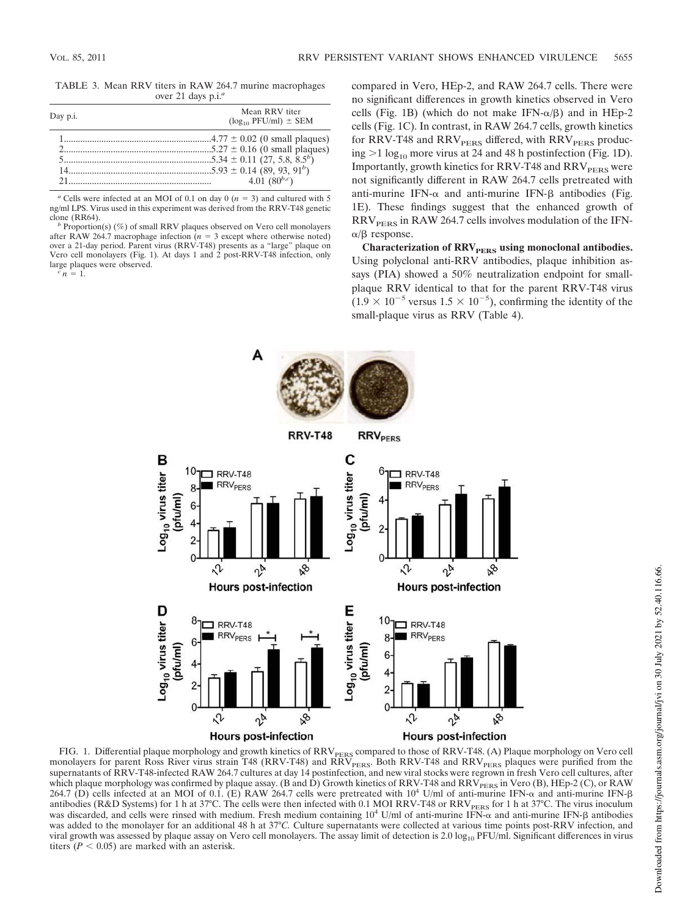TABLE 3. Mean RRV titers in RAW 264.7 murine macrophages over 21 days p.i.[a]

| Day p.i. | Mean RRV titer ($\log_{10}$ PFU/ml) ± SEM |
|---|---|
| 1 | 4.77 ± 0.02 (0 small plaques) |
| 2 | 5.27 ± 0.16 (0 small plaques) |
| 5 | 5.34 ± 0.11 (27, 5.8, 8.5[b]) |
| 14 | 5.93 ± 0.14 (89, 93, 91[b]) |
| 21 | 4.01 (80[b,c]) |

[a] Cells were infected at an MOI of 0.1 on day 0 ($n = 3$) and cultured with 5 ng/ml LPS. Virus used in this experiment was derived from the RRV-T48 genetic clone (RR64).

[b] Proportion(s) (%) of small RRV plaques observed on Vero cell monolayers after RAW 264.7 macrophage infection ($n = 3$ except where otherwise noted) over a 21-day period. Parent virus (RRV-T48) presents as a "large" plaque on Vero cell monolayers (Fig. 1). At days 1 and 2 post-RRV-T48 infection, only large plaques were observed.

[c] $n = 1$.

compared in Vero, HEp-2, and RAW 264.7 cells. There were no significant differences in growth kinetics observed in Vero cells (Fig. 1B) (which do not make IFN-$\alpha/\beta$) and in HEp-2 cells (Fig. 1C). In contrast, in RAW 264.7 cells, growth kinetics for RRV-T48 and $RRV_{PERS}$ differed, with $RRV_{PERS}$ producing >1 $\log_{10}$ more virus at 24 and 48 h postinfection (Fig. 1D). Importantly, growth kinetics for RRV-T48 and $RRV_{PERS}$ were not significantly different in RAW 264.7 cells pretreated with anti-murine IFN-$\alpha$ and anti-murine IFN-$\beta$ antibodies (Fig. 1E). These findings suggest that the enhanced growth of $RRV_{PERS}$ in RAW 264.7 cells involves modulation of the IFN-$\alpha/\beta$ response.

**Characterization of $RRV_{PERS}$ using monoclonal antibodies.** Using polyclonal anti-RRV antibodies, plaque inhibition assays (PIA) showed a 50% neutralization endpoint for small-plaque RRV identical to that for the parent RRV-T48 virus ($1.9 \times 10^{-5}$ versus $1.5 \times 10^{-5}$), confirming the identity of the small-plaque virus as RRV (Table 4).

FIG. 1. Differential plaque morphology and growth kinetics of $RRV_{PERS}$ compared to those of RRV-T48. (A) Plaque morphology on Vero cell monolayers for parent Ross River virus strain T48 (RRV-T48) and $RRV_{PERS}$. Both RRV-T48 and $RRV_{PERS}$ plaques were purified from the supernatants of RRV-T48-infected RAW 264.7 cultures at day 14 postinfection, and new viral stocks were regrown in fresh Vero cell cultures, after which plaque morphology was confirmed by plaque assay. (B and D) Growth kinetics of RRV-T48 and $RRV_{PERS}$ in Vero (B), HEp-2 (C), or RAW 264.7 (D) cells infected at an MOI of 0.1. (E) RAW 264.7 cells were pretreated with $10^4$ U/ml of anti-murine IFN-$\alpha$ and anti-murine IFN-$\beta$ antibodies (R&D Systems) for 1 h at 37°C. The cells were then infected with 0.1 MOI RRV-T48 or $RRV_{PERS}$ for 1 h at 37°C. The virus inoculum was discarded, and cells were rinsed with medium. Fresh medium containing $10^4$ U/ml of anti-murine IFN-$\alpha$ and anti-murine IFN-$\beta$ antibodies was added to the monolayer for an additional 48 h at 37°C. Culture supernatants were collected at various time points post-RRV infection, and viral growth was assessed by plaque assay on Vero cell monolayers. The assay limit of detection is 2.0 $\log_{10}$ PFU/ml. Significant differences in virus titers ($P < 0.05$) are marked with an asterisk.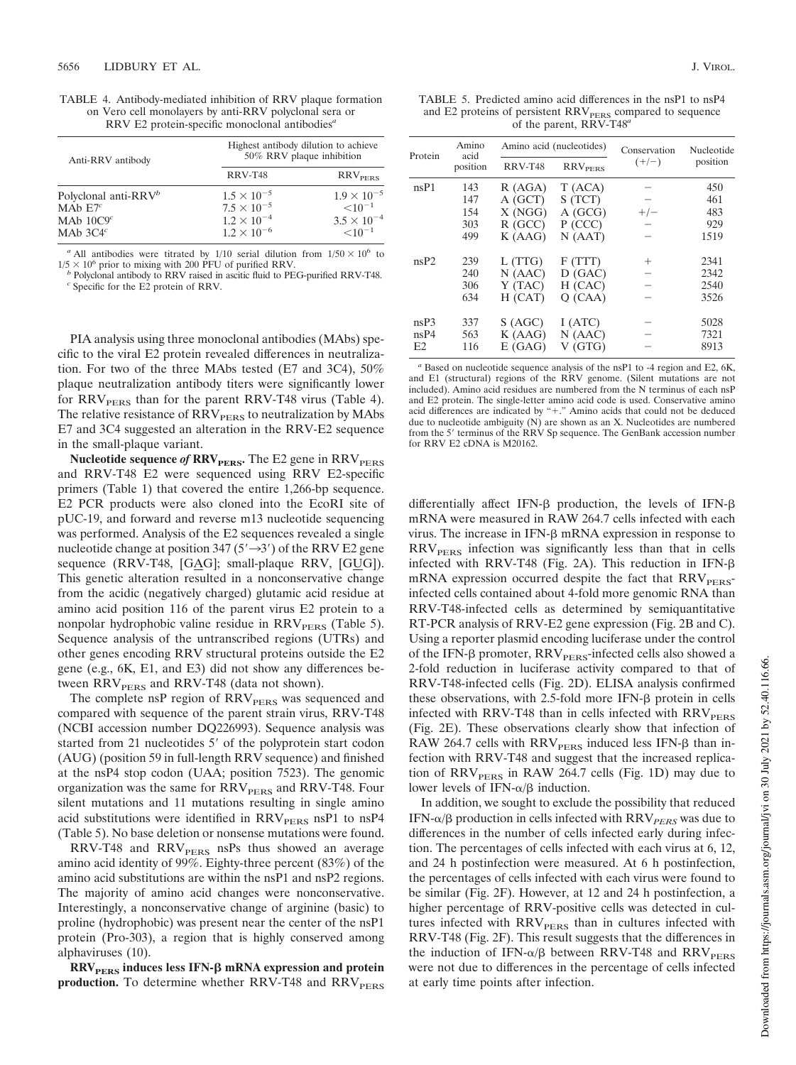TABLE 4. Antibody-mediated inhibition of RRV plaque formation on Vero cell monolayers by anti-RRV polyclonal sera or RRV E2 protein-specific monoclonal antibodies[a]

| Anti-RRV antibody | Highest antibody dilution to achieve 50% RRV plaque inhibition | |
|---|---|---|
| | RRV-T48 | $RRV_{PERS}$ |
| Polyclonal anti-RRV[b] | $1.5 \times 10^{-5}$ | $1.9 \times 10^{-5}$ |
| MAb E7[c] | $7.5 \times 10^{-5}$ | $<10^{-1}$ |
| MAb 10C9[c] | $1.2 \times 10^{-4}$ | $3.5 \times 10^{-4}$ |
| MAb 3C4[c] | $1.2 \times 10^{-6}$ | $<10^{-1}$ |

[a] All antibodies were titrated by 1/10 serial dilution from $1/50 \times 10^6$ to $1/5 \times 10^6$ prior to mixing with 200 PFU of purified RRV.
[b] Polyclonal antibody to RRV raised in ascitic fluid to PEG-purified RRV-T48.
[c] Specific for the E2 protein of RRV.

PIA analysis using three monoclonal antibodies (MAbs) specific to the viral E2 protein revealed differences in neutralization. For two of the three MAbs tested (E7 and 3C4), 50% plaque neutralization antibody titers were significantly lower for $RRV_{PERS}$ than for the parent RRV-T48 virus (Table 4). The relative resistance of $RRV_{PERS}$ to neutralization by MAbs E7 and 3C4 suggested an alteration in the RRV-E2 sequence in the small-plaque variant.

**Nucleotide sequence *of* $RRV_{PERS}$.** The E2 gene in $RRV_{PERS}$ and RRV-T48 E2 were sequenced using RRV E2-specific primers (Table 1) that covered the entire 1,266-bp sequence. E2 PCR products were also cloned into the EcoRI site of pUC-19, and forward and reverse m13 nucleotide sequencing was performed. Analysis of the E2 sequences revealed a single nucleotide change at position 347 (5′→3′) of the RRV E2 gene sequence (RRV-T48, [GAG]; small-plaque RRV, [GUG]). This genetic alteration resulted in a nonconservative change from the acidic (negatively charged) glutamic acid residue at amino acid position 116 of the parent virus E2 protein to a nonpolar hydrophobic valine residue in $RRV_{PERS}$ (Table 5). Sequence analysis of the untranscribed regions (UTRs) and other genes encoding RRV structural proteins outside the E2 gene (e.g., 6K, E1, and E3) did not show any differences between $RRV_{PERS}$ and RRV-T48 (data not shown).

The complete nsP region of $RRV_{PERS}$ was sequenced and compared with sequence of the parent strain virus, RRV-T48 (NCBI accession number DQ226993). Sequence analysis was started from 21 nucleotides 5′ of the polyprotein start codon (AUG) (position 59 in full-length RRV sequence) and finished at the nsP4 stop codon (UAA; position 7523). The genomic organization was the same for $RRV_{PERS}$ and RRV-T48. Four silent mutations and 11 mutations resulting in single amino acid substitutions were identified in $RRV_{PERS}$ nsP1 to nsP4 (Table 5). No base deletion or nonsense mutations were found.

RRV-T48 and $RRV_{PERS}$ nsPs thus showed an average amino acid identity of 99%. Eighty-three percent (83%) of the amino acid substitutions are within the nsP1 and nsP2 regions. The majority of amino acid changes were nonconservative. Interestingly, a nonconservative change of arginine (basic) to proline (hydrophobic) was present near the center of the nsP1 protein (Pro-303), a region that is highly conserved among alphaviruses (10).

**$RRV_{PERS}$ induces less IFN-β mRNA expression and protein production.** To determine whether RRV-T48 and $RRV_{PERS}$ differentially affect IFN-β production, the levels of IFN-β mRNA were measured in RAW 264.7 cells infected with each virus. The increase in IFN-β mRNA expression in response to $RRV_{PERS}$ infection was significantly less than that in cells infected with RRV-T48 (Fig. 2A). This reduction in IFN-β mRNA expression occurred despite the fact that $RRV_{PERS}$-infected cells contained about 4-fold more genomic RNA than RRV-T48-infected cells as determined by semiquantitative RT-PCR analysis of RRV-E2 gene expression (Fig. 2B and C). Using a reporter plasmid encoding luciferase under the control of the IFN-β promoter, $RRV_{PERS}$-infected cells also showed a 2-fold reduction in luciferase activity compared to that of RRV-T48-infected cells (Fig. 2D). ELISA analysis confirmed these observations, with 2.5-fold more IFN-β protein in cells infected with RRV-T48 than in cells infected with $RRV_{PERS}$ (Fig. 2E). These observations clearly show that infection of RAW 264.7 cells with $RRV_{PERS}$ induced less IFN-β than infection with RRV-T48 and suggest that the increased replication of $RRV_{PERS}$ in RAW 264.7 cells (Fig. 1D) may due to lower levels of IFN-α/β induction.

In addition, we sought to exclude the possibility that reduced IFN-α/β production in cells infected with $RRV_{PERS}$ was due to differences in the number of cells infected early during infection. The percentages of cells infected with each virus at 6, 12, and 24 h postinfection were measured. At 6 h postinfection, the percentages of cells infected with each virus were found to be similar (Fig. 2F). However, at 12 and 24 h postinfection, a higher percentage of RRV-positive cells was detected in cultures infected with $RRV_{PERS}$ than in cultures infected with RRV-T48 (Fig. 2F). This result suggests that the differences in the induction of IFN-α/β between RRV-T48 and $RRV_{PERS}$ were not due to differences in the percentage of cells infected at early time points after infection.

TABLE 5. Predicted amino acid differences in the nsP1 to nsP4 and E2 proteins of persistent $RRV_{PERS}$ compared to sequence of the parent, RRV-T48[a]

| Protein | Amino acid position | Amino acid (nucleotides) | | Conservation (+/−) | Nucleotide position |
|---|---|---|---|---|---|
| | | RRV-T48 | $RRV_{PERS}$ | | |
| nsP1 | 143 | R (AGA) | T (ACA) | − | 450 |
| | 147 | A (GCT) | S (TCT) | − | 461 |
| | 154 | X (NGG) | A (GCG) | +/− | 483 |
| | 303 | R (GCC) | P (CCC) | − | 929 |
| | 499 | K (AAG) | N (AAT) | − | 1519 |
| nsP2 | 239 | L (TTG) | F (TTT) | + | 2341 |
| | 240 | N (AAC) | D (GAC) | − | 2342 |
| | 306 | Y (TAC) | H (CAC) | − | 2540 |
| | 634 | H (CAT) | Q (CAA) | − | 3526 |
| nsP3 | 337 | S (AGC) | I (ATC) | − | 5028 |
| nsP4 | 563 | K (AAG) | N (AAC) | − | 7321 |
| E2 | 116 | E (GAG) | V (GTG) | − | 8913 |

[a] Based on nucleotide sequence analysis of the nsP1 to -4 region and E2, 6K, and E1 (structural) regions of the RRV genome. (Silent mutations are not included). Amino acid residues are numbered from the N terminus of each nsP and E2 protein. The single-letter amino acid code is used. Conservative amino acid differences are indicated by "+." Amino acids that could not be deduced due to nucleotide ambiguity (N) are shown as an X. Nucleotides are numbered from the 5′ terminus of the RRV Sp sequence. The GenBank accession number for RRV E2 cDNA is M20162.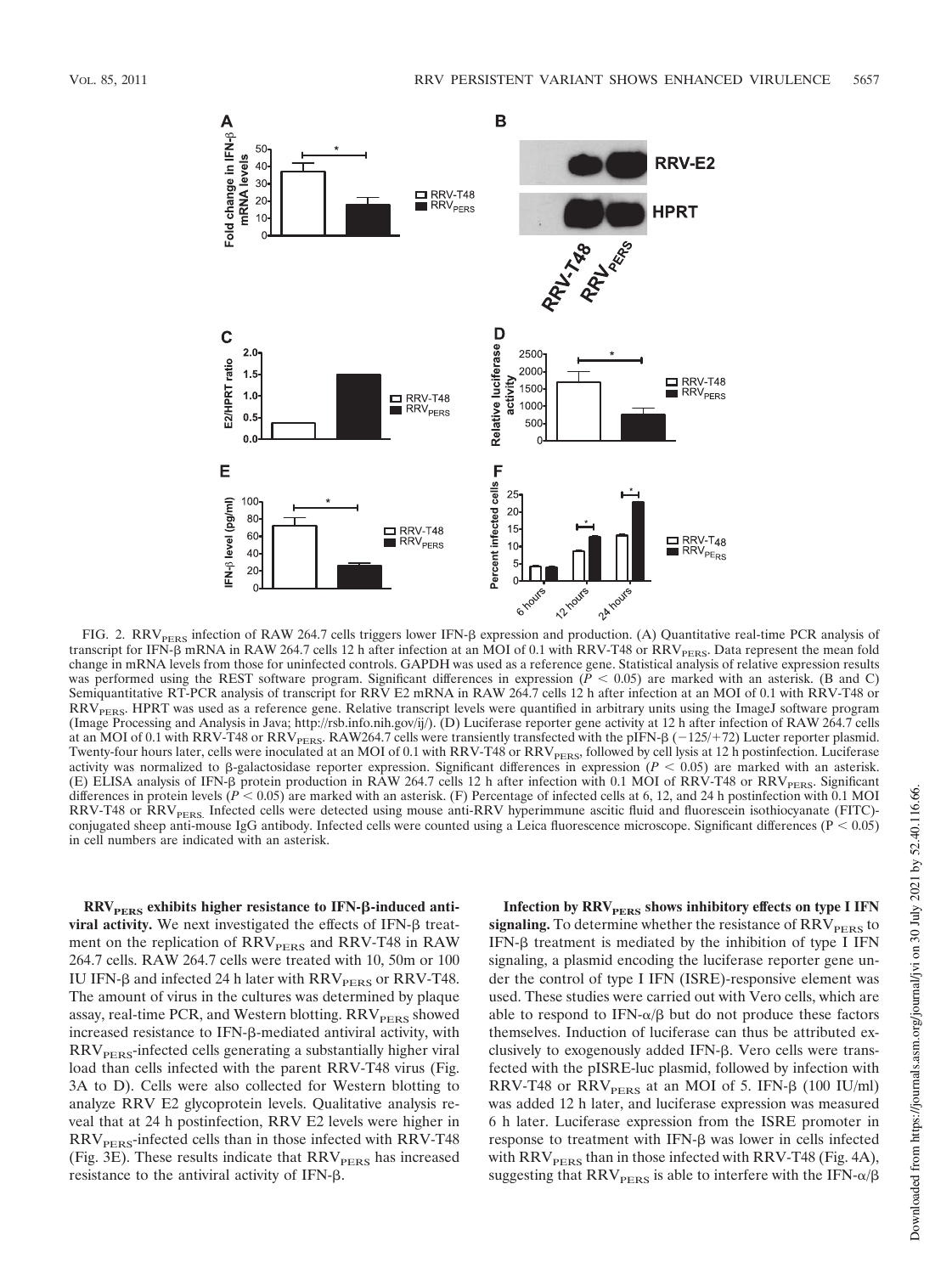FIG. 2. $RRV_{PERS}$ infection of RAW 264.7 cells triggers lower IFN-β expression and production. (A) Quantitative real-time PCR analysis of transcript for IFN-β mRNA in RAW 264.7 cells 12 h after infection at an MOI of 0.1 with RRV-T48 or $RRV_{PERS}$. Data represent the mean fold change in mRNA levels from those for uninfected controls. GAPDH was used as a reference gene. Statistical analysis of relative expression results was performed using the REST software program. Significant differences in expression ($P < 0.05$) are marked with an asterisk. (B and C) Semiquantitative RT-PCR analysis of transcript for RRV E2 mRNA in RAW 264.7 cells 12 h after infection at an MOI of 0.1 with RRV-T48 or $RRV_{PERS}$. HPRT was used as a reference gene. Relative transcript levels were quantified in arbitrary units using the ImageJ software program (Image Processing and Analysis in Java; http://rsb.info.nih.gov/ij/). (D) Luciferase reporter gene activity at 12 h after infection of RAW 264.7 cells at an MOI of 0.1 with RRV-T48 or $RRV_{PERS}$. RAW264.7 cells were transiently transfected with the pIFN-β (−125/+72) Lucter reporter plasmid. Twenty-four hours later, cells were inoculated at an MOI of 0.1 with RRV-T48 or $RRV_{PERS}$, followed by cell lysis at 12 h postinfection. Luciferase activity was normalized to β-galactosidase reporter expression. Significant differences in expression ($P < 0.05$) are marked with an asterisk. (E) ELISA analysis of IFN-β protein production in RAW 264.7 cells 12 h after infection with 0.1 MOI of RRV-T48 or $RRV_{PERS}$. Significant differences in protein levels ($P < 0.05$) are marked with an asterisk. (F) Percentage of infected cells at 6, 12, and 24 h postinfection with 0.1 MOI RRV-T48 or $RRV_{PERS}$. Infected cells were detected using mouse anti-RRV hyperimmune ascitic fluid and fluorescein isothiocyanate (FITC)-conjugated sheep anti-mouse IgG antibody. Infected cells were counted using a Leica fluorescence microscope. Significant differences ($P < 0.05$) in cell numbers are indicated with an asterisk.

**$RRV_{PERS}$ exhibits higher resistance to IFN-β-induced antiviral activity.** We next investigated the effects of IFN-β treatment on the replication of $RRV_{PERS}$ and RRV-T48 in RAW 264.7 cells. RAW 264.7 cells were treated with 10, 50m or 100 IU IFN-β and infected 24 h later with $RRV_{PERS}$ or RRV-T48. The amount of virus in the cultures was determined by plaque assay, real-time PCR, and Western blotting. $RRV_{PERS}$ showed increased resistance to IFN-β-mediated antiviral activity, with $RRV_{PERS}$-infected cells generating a substantially higher viral load than cells infected with the parent RRV-T48 virus (Fig. 3A to D). Cells were also collected for Western blotting to analyze RRV E2 glycoprotein levels. Qualitative analysis reveal that at 24 h postinfection, RRV E2 levels were higher in $RRV_{PERS}$-infected cells than in those infected with RRV-T48 (Fig. 3E). These results indicate that $RRV_{PERS}$ has increased resistance to the antiviral activity of IFN-β.

**Infection by $RRV_{PERS}$ shows inhibitory effects on type I IFN signaling.** To determine whether the resistance of $RRV_{PERS}$ to IFN-β treatment is mediated by the inhibition of type I IFN signaling, a plasmid encoding the luciferase reporter gene under the control of type I IFN (ISRE)-responsive element was used. These studies were carried out with Vero cells, which are able to respond to IFN-α/β but do not produce these factors themselves. Induction of luciferase can thus be attributed exclusively to exogenously added IFN-β. Vero cells were transfected with the pISRE-luc plasmid, followed by infection with RRV-T48 or $RRV_{PERS}$ at an MOI of 5. IFN-β (100 IU/ml) was added 12 h later, and luciferase expression was measured 6 h later. Luciferase expression from the ISRE promoter in response to treatment with IFN-β was lower in cells infected with $RRV_{PERS}$ than in those infected with RRV-T48 (Fig. 4A), suggesting that $RRV_{PERS}$ is able to interfere with the IFN-α/β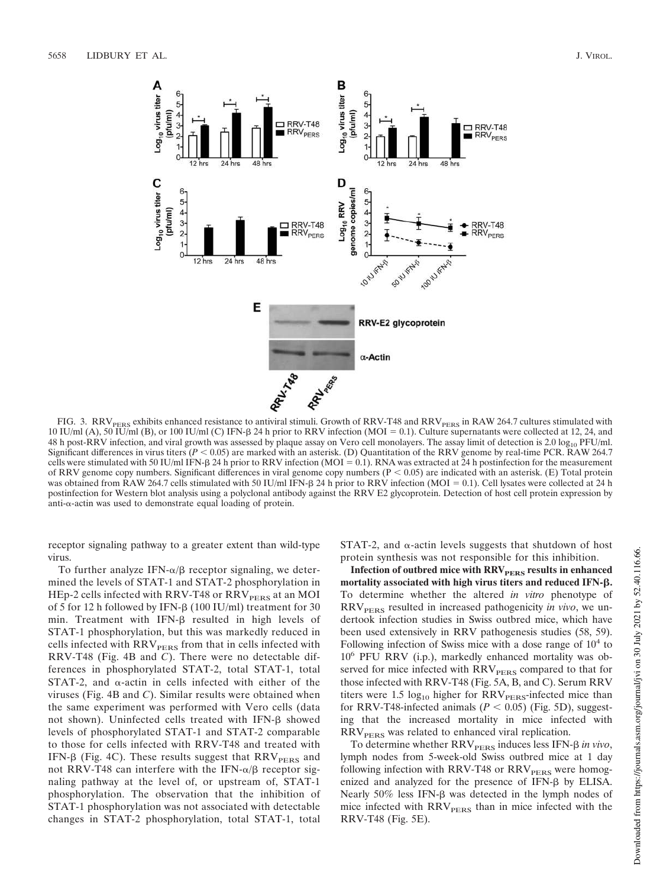FIG. 3. $RRV_{PERS}$ exhibits enhanced resistance to antiviral stimuli. Growth of RRV-T48 and $RRV_{PERS}$ in RAW 264.7 cultures stimulated with 10 IU/ml (A), 50 IU/ml (B), or 100 IU/ml (C) IFN-β 24 h prior to RRV infection (MOI = 0.1). Culture supernatants were collected at 12, 24, and 48 h post-RRV infection, and viral growth was assessed by plaque assay on Vero cell monolayers. The assay limit of detection is 2.0 $\log_{10}$ PFU/ml. Significant differences in virus titers ($P < 0.05$) are marked with an asterisk. (D) Quantitation of the RRV genome by real-time PCR. RAW 264.7 cells were stimulated with 50 IU/ml IFN-β 24 h prior to RRV infection (MOI = 0.1). RNA was extracted at 24 h postinfection for the measurement of RRV genome copy numbers. Significant differences in viral genome copy numbers ($P < 0.05$) are indicated with an asterisk. (E) Total protein was obtained from RAW 264.7 cells stimulated with 50 IU/ml IFN-β 24 h prior to RRV infection (MOI = 0.1). Cell lysates were collected at 24 h postinfection for Western blot analysis using a polyclonal antibody against the RRV E2 glycoprotein. Detection of host cell protein expression by anti-α-actin was used to demonstrate equal loading of protein.

receptor signaling pathway to a greater extent than wild-type virus.

To further analyze IFN-α/β receptor signaling, we determined the levels of STAT-1 and STAT-2 phosphorylation in HEp-2 cells infected with RRV-T48 or $RRV_{PERS}$ at an MOI of 5 for 12 h followed by IFN-β (100 IU/ml) treatment for 30 min. Treatment with IFN-β resulted in high levels of STAT-1 phosphorylation, but this was markedly reduced in cells infected with $RRV_{PERS}$ from that in cells infected with RRV-T48 (Fig. 4B and *C*). There were no detectable differences in phosphorylated STAT-2, total STAT-1, total STAT-2, and α-actin in cells infected with either of the viruses (Fig. 4B and *C*). Similar results were obtained when the same experiment was performed with Vero cells (data not shown). Uninfected cells treated with IFN-β showed levels of phosphorylated STAT-1 and STAT-2 comparable to those for cells infected with RRV-T48 and treated with IFN-β (Fig. 4C). These results suggest that $RRV_{PERS}$ and not RRV-T48 can interfere with the IFN-α/β receptor signaling pathway at the level of, or upstream of, STAT-1 phosphorylation. The observation that the inhibition of STAT-1 phosphorylation was not associated with detectable changes in STAT-2 phosphorylation, total STAT-1, total STAT-2, and α-actin levels suggests that shutdown of host protein synthesis was not responsible for this inhibition.

**Infection of outbred mice with $RRV_{PERS}$ results in enhanced mortality associated with high virus titers and reduced IFN-β.** To determine whether the altered *in vitro* phenotype of $RRV_{PERS}$ resulted in increased pathogenicity *in vivo*, we undertook infection studies in Swiss outbred mice, which have been used extensively in RRV pathogenesis studies (58, 59). Following infection of Swiss mice with a dose range of $10^4$ to $10^6$ PFU RRV (i.p.), markedly enhanced mortality was observed for mice infected with $RRV_{PERS}$ compared to that for those infected with RRV-T48 (Fig. 5A, B, and C). Serum RRV titers were 1.5 $\log_{10}$ higher for $RRV_{PERS}$-infected mice than for RRV-T48-infected animals ($P < 0.05$) (Fig. 5D), suggesting that the increased mortality in mice infected with $RRV_{PERS}$ was related to enhanced viral replication.

To determine whether $RRV_{PERS}$ induces less IFN-β *in vivo*, lymph nodes from 5-week-old Swiss outbred mice at 1 day following infection with RRV-T48 or $RRV_{PERS}$ were homogenized and analyzed for the presence of IFN-β by ELISA. Nearly 50% less IFN-β was detected in the lymph nodes of mice infected with $RRV_{PERS}$ than in mice infected with the RRV-T48 (Fig. 5E).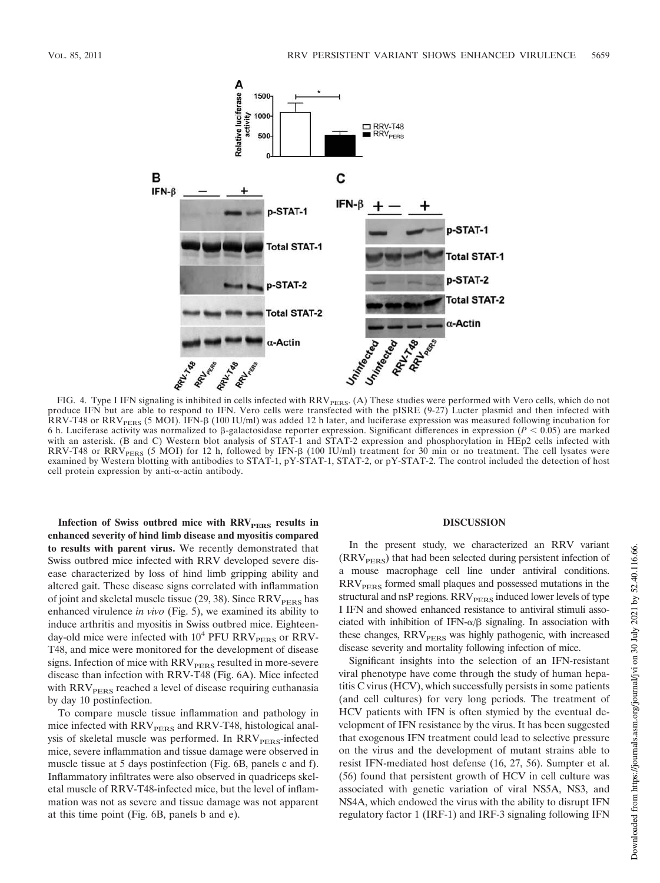FIG. 4. Type I IFN signaling is inhibited in cells infected with $RRV_{PERS}$. (A) These studies were performed with Vero cells, which do not produce IFN but are able to respond to IFN. Vero cells were transfected with the pISRE (9-27) Lucter plasmid and then infected with RRV-T48 or $RRV_{PERS}$ (5 MOI). IFN-β (100 IU/ml) was added 12 h later, and luciferase expression was measured following incubation for 6 h. Luciferase activity was normalized to β-galactosidase reporter expression. Significant differences in expression ($P < 0.05$) are marked with an asterisk. (B and C) Western blot analysis of STAT-1 and STAT-2 expression and phosphorylation in HEp2 cells infected with RRV-T48 or $RRV_{PERS}$ (5 MOI) for 12 h, followed by IFN-β (100 IU/ml) treatment for 30 min or no treatment. The cell lysates were examined by Western blotting with antibodies to STAT-1, pY-STAT-1, STAT-2, or pY-STAT-2. The control included the detection of host cell protein expression by anti-α-actin antibody.

**Infection of Swiss outbred mice with $RRV_{PERS}$ results in enhanced severity of hind limb disease and myositis compared to results with parent virus.** We recently demonstrated that Swiss outbred mice infected with RRV developed severe disease characterized by loss of hind limb gripping ability and altered gait. These disease signs correlated with inflammation of joint and skeletal muscle tissue (29, 38). Since $RRV_{PERS}$ has enhanced virulence *in vivo* (Fig. 5), we examined its ability to induce arthritis and myositis in Swiss outbred mice. Eighteen-day-old mice were infected with $10^4$ PFU $RRV_{PERS}$ or RRV-T48, and mice were monitored for the development of disease signs. Infection of mice with $RRV_{PERS}$ resulted in more-severe disease than infection with RRV-T48 (Fig. 6A). Mice infected with $RRV_{PERS}$ reached a level of disease requiring euthanasia by day 10 postinfection.

To compare muscle tissue inflammation and pathology in mice infected with $RRV_{PERS}$ and RRV-T48, histological analysis of skeletal muscle was performed. In $RRV_{PERS}$-infected mice, severe inflammation and tissue damage were observed in muscle tissue at 5 days postinfection (Fig. 6B, panels c and f). Inflammatory infiltrates were also observed in quadriceps skeletal muscle of RRV-T48-infected mice, but the level of inflammation was not as severe and tissue damage was not apparent at this time point (Fig. 6B, panels b and e).

## DISCUSSION

In the present study, we characterized an RRV variant ($RRV_{PERS}$) that had been selected during persistent infection of a mouse macrophage cell line under antiviral conditions. $RRV_{PERS}$ formed small plaques and possessed mutations in the structural and nsP regions. $RRV_{PERS}$ induced lower levels of type I IFN and showed enhanced resistance to antiviral stimuli associated with inhibition of IFN-α/β signaling. In association with these changes, $RRV_{PERS}$ was highly pathogenic, with increased disease severity and mortality following infection of mice.

Significant insights into the selection of an IFN-resistant viral phenotype have come through the study of human hepatitis C virus (HCV), which successfully persists in some patients (and cell cultures) for very long periods. The treatment of HCV patients with IFN is often stymied by the eventual development of IFN resistance by the virus. It has been suggested that exogenous IFN treatment could lead to selective pressure on the virus and the development of mutant strains able to resist IFN-mediated host defense (16, 27, 56). Sumpter et al. (56) found that persistent growth of HCV in cell culture was associated with genetic variation of viral NS5A, NS3, and NS4A, which endowed the virus with the ability to disrupt IFN regulatory factor 1 (IRF-1) and IRF-3 signaling following IFN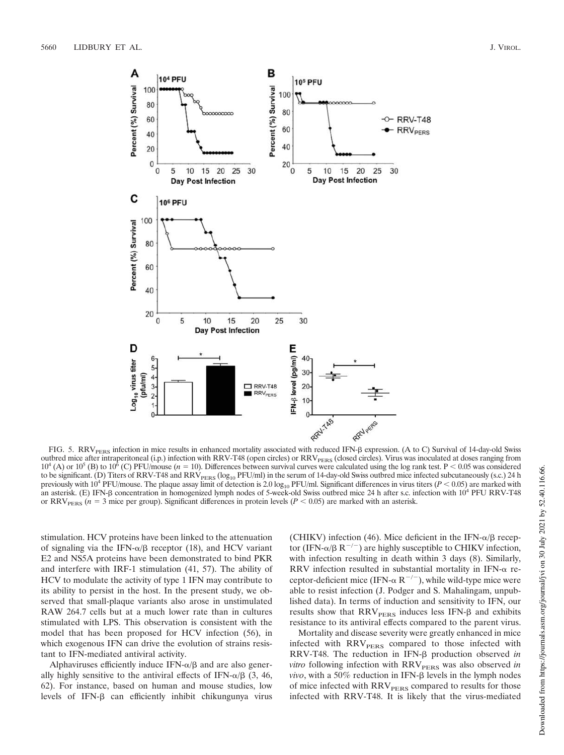FIG. 5. $RRV_{PERS}$ infection in mice results in enhanced mortality associated with reduced IFN-β expression. (A to C) Survival of 14-day-old Swiss outbred mice after intraperitoneal (i.p.) infection with RRV-T48 (open circles) or $RRV_{PERS}$ (closed circles). Virus was inoculated at doses ranging from $10^4$ (A) or $10^5$ (B) to $10^6$ (C) PFU/mouse ($n = 10$). Differences between survival curves were calculated using the log rank test. $P < 0.05$ was considered to be significant. (D) Titers of RRV-T48 and $RRV_{PERS}$ ($\log_{10}$ PFU/ml) in the serum of 14-day-old Swiss outbred mice infected subcutaneously (s.c.) 24 h previously with $10^4$ PFU/mouse. The plaque assay limit of detection is 2.0 $\log_{10}$ PFU/ml. Significant differences in virus titers ($P < 0.05$) are marked with an asterisk. (E) IFN-β concentration in homogenized lymph nodes of 5-week-old Swiss outbred mice 24 h after s.c. infection with $10^4$ PFU RRV-T48 or $RRV_{PERS}$ ($n = 3$ mice per group). Significant differences in protein levels ($P < 0.05$) are marked with an asterisk.

stimulation. HCV proteins have been linked to the attenuation of signaling via the IFN-α/β receptor (18), and HCV variant E2 and NS5A proteins have been demonstrated to bind PKR and interfere with IRF-1 stimulation (41, 57). The ability of HCV to modulate the activity of type 1 IFN may contribute to its ability to persist in the host. In the present study, we observed that small-plaque variants also arose in unstimulated RAW 264.7 cells but at a much lower rate than in cultures stimulated with LPS. This observation is consistent with the model that has been proposed for HCV infection (56), in which exogenous IFN can drive the evolution of strains resistant to IFN-mediated antiviral activity.

Alphaviruses efficiently induce IFN-α/β and are also generally highly sensitive to the antiviral effects of IFN-α/β (3, 46, 62). For instance, based on human and mouse studies, low levels of IFN-β can efficiently inhibit chikungunya virus (CHIKV) infection (46). Mice deficient in the IFN-α/β receptor (IFN-α/β $R^{-/-}$) are highly susceptible to CHIKV infection, with infection resulting in death within 3 days (8). Similarly, RRV infection resulted in substantial mortality in IFN-α receptor-deficient mice (IFN-α $R^{-/-}$), while wild-type mice were able to resist infection (J. Podger and S. Mahalingam, unpublished data). In terms of induction and sensitivity to IFN, our results show that $RRV_{PERS}$ induces less IFN-β and exhibits resistance to its antiviral effects compared to the parent virus.

Mortality and disease severity were greatly enhanced in mice infected with $RRV_{PERS}$ compared to those infected with RRV-T48. The reduction in IFN-β production observed *in vitro* following infection with $RRV_{PERS}$ was also observed *in vivo*, with a 50% reduction in IFN-β levels in the lymph nodes of mice infected with $RRV_{PERS}$ compared to results for those infected with RRV-T48. It is likely that the virus-mediated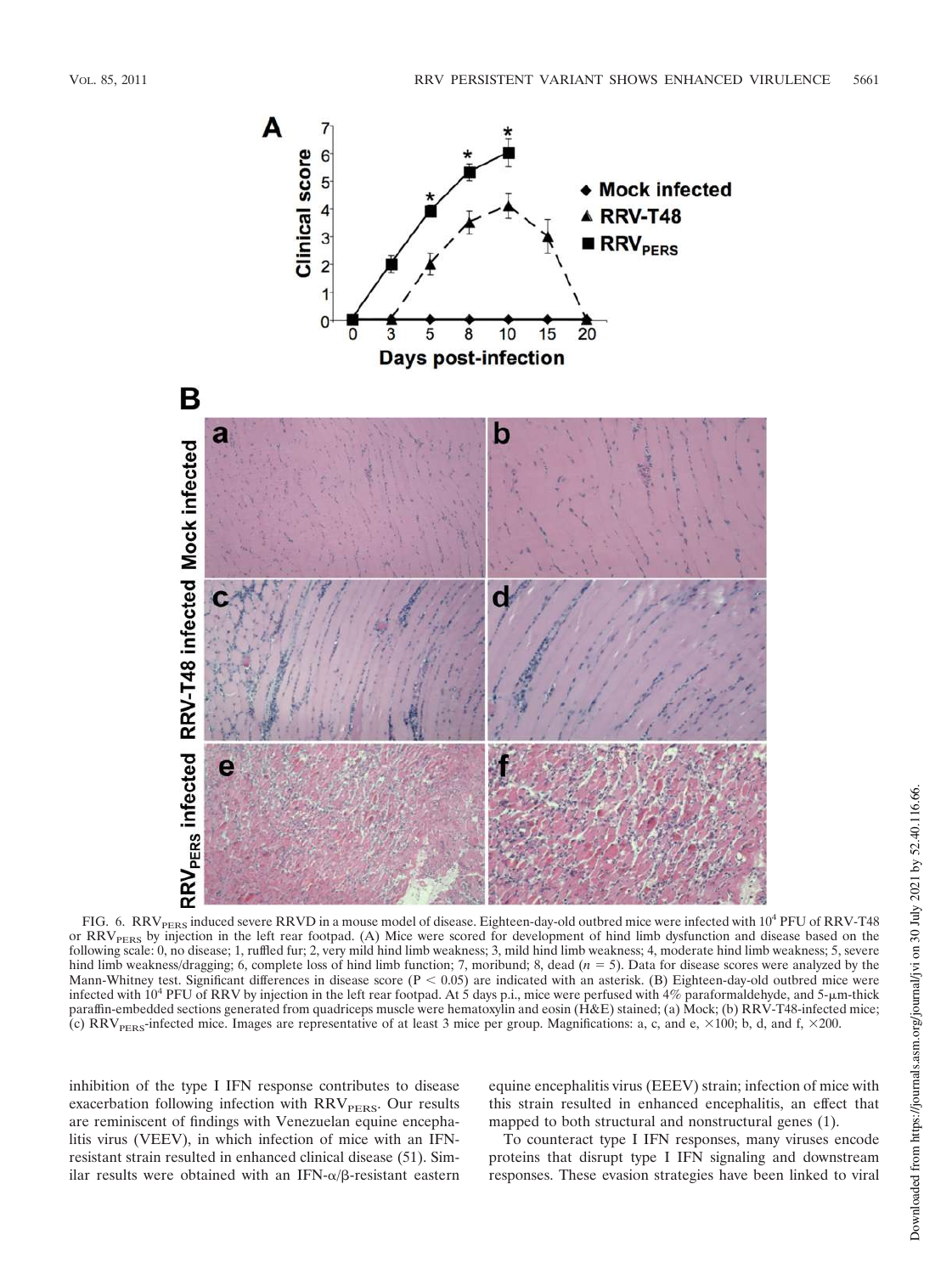FIG. 6. $RRV_{PERS}$ induced severe RRVD in a mouse model of disease. Eighteen-day-old outbred mice were infected with $10^4$ PFU of RRV-T48 or $RRV_{PERS}$ by injection in the left rear footpad. (A) Mice were scored for development of hind limb dysfunction and disease based on the following scale: 0, no disease; 1, ruffled fur; 2, very mild hind limb weakness; 3, mild hind limb weakness; 4, moderate hind limb weakness; 5, severe hind limb weakness/dragging; 6, complete loss of hind limb function; 7, moribund; 8, dead ($n = 5$). Data for disease scores were analyzed by the Mann-Whitney test. Significant differences in disease score ($P < 0.05$) are indicated with an asterisk. (B) Eighteen-day-old outbred mice were infected with $10^4$ PFU of RRV by injection in the left rear footpad. At 5 days p.i., mice were perfused with 4% paraformaldehyde, and 5-μm-thick paraffin-embedded sections generated from quadriceps muscle were hematoxylin and eosin (H&E) stained; (a) Mock; (b) RRV-T48-infected mice; (c) $RRV_{PERS}$-infected mice. Images are representative of at least 3 mice per group. Magnifications: a, c, and e, ×100; b, d, and f, ×200.

inhibition of the type I IFN response contributes to disease exacerbation following infection with $RRV_{PERS}$. Our results are reminiscent of findings with Venezuelan equine encephalitis virus (VEEV), in which infection of mice with an IFN-resistant strain resulted in enhanced clinical disease (51). Similar results were obtained with an IFN-$\alpha/\beta$-resistant eastern equine encephalitis virus (EEEV) strain; infection of mice with this strain resulted in enhanced encephalitis, an effect that mapped to both structural and nonstructural genes (1).

To counteract type I IFN responses, many viruses encode proteins that disrupt type I IFN signaling and downstream responses. These evasion strategies have been linked to viral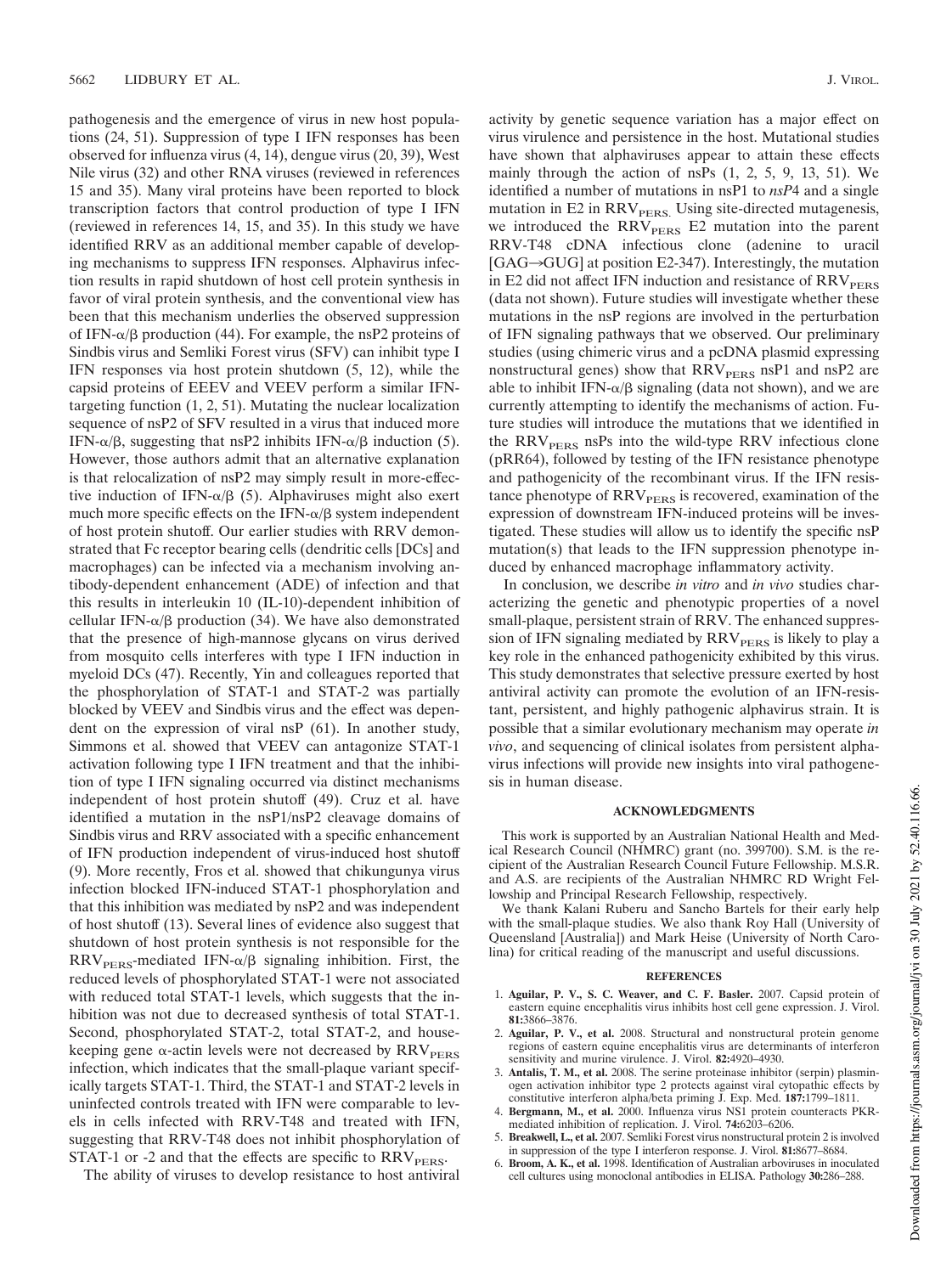pathogenesis and the emergence of virus in new host populations (24, 51). Suppression of type I IFN responses has been observed for influenza virus (4, 14), dengue virus (20, 39), West Nile virus (32) and other RNA viruses (reviewed in references 15 and 35). Many viral proteins have been reported to block transcription factors that control production of type I IFN (reviewed in references 14, 15, and 35). In this study we have identified RRV as an additional member capable of developing mechanisms to suppress IFN responses. Alphavirus infection results in rapid shutdown of host cell protein synthesis in favor of viral protein synthesis, and the conventional view has been that this mechanism underlies the observed suppression of IFN-$\alpha/\beta$ production (44). For example, the nsP2 proteins of Sindbis virus and Semliki Forest virus (SFV) can inhibit type I IFN responses via host protein shutdown (5, 12), while the capsid proteins of EEEV and VEEV perform a similar IFN-targeting function (1, 2, 51). Mutating the nuclear localization sequence of nsP2 of SFV resulted in a virus that induced more IFN-$\alpha/\beta$, suggesting that nsP2 inhibits IFN-$\alpha/\beta$ induction (5). However, those authors admit that an alternative explanation is that relocalization of nsP2 may simply result in more-effective induction of IFN-$\alpha/\beta$ (5). Alphaviruses might also exert much more specific effects on the IFN-$\alpha/\beta$ system independent of host protein shutoff. Our earlier studies with RRV demonstrated that Fc receptor bearing cells (dendritic cells [DCs] and macrophages) can be infected via a mechanism involving antibody-dependent enhancement (ADE) of infection and that this results in interleukin 10 (IL-10)-dependent inhibition of cellular IFN-$\alpha/\beta$ production (34). We have also demonstrated that the presence of high-mannose glycans on virus derived from mosquito cells interferes with type I IFN induction in myeloid DCs (47). Recently, Yin and colleagues reported that the phosphorylation of STAT-1 and STAT-2 was partially blocked by VEEV and Sindbis virus and the effect was dependent on the expression of viral nsP (61). In another study, Simmons et al. showed that VEEV can antagonize STAT-1 activation following type I IFN treatment and that the inhibition of type I IFN signaling occurred via distinct mechanisms independent of host protein shutoff (49). Cruz et al. have identified a mutation in the nsP1/nsP2 cleavage domains of Sindbis virus and RRV associated with a specific enhancement of IFN production independent of virus-induced host shutoff (9). More recently, Fros et al. showed that chikungunya virus infection blocked IFN-induced STAT-1 phosphorylation and that this inhibition was mediated by nsP2 and was independent of host shutoff (13). Several lines of evidence also suggest that shutdown of host protein synthesis is not responsible for the $RRV_{PERS}$-mediated IFN-$\alpha/\beta$ signaling inhibition. First, the reduced levels of phosphorylated STAT-1 were not associated with reduced total STAT-1 levels, which suggests that the inhibition was not due to decreased synthesis of total STAT-1. Second, phosphorylated STAT-2, total STAT-2, and housekeeping gene $\alpha$-actin levels were not decreased by $RRV_{PERS}$ infection, which indicates that the small-plaque variant specifically targets STAT-1. Third, the STAT-1 and STAT-2 levels in uninfected controls treated with IFN were comparable to levels in cells infected with RRV-T48 and treated with IFN, suggesting that RRV-T48 does not inhibit phosphorylation of STAT-1 or -2 and that the effects are specific to $RRV_{PERS}$.

The ability of viruses to develop resistance to host antiviral activity by genetic sequence variation has a major effect on virus virulence and persistence in the host. Mutational studies have shown that alphaviruses appear to attain these effects mainly through the action of nsPs (1, 2, 5, 9, 13, 51). We identified a number of mutations in nsP1 to *nsP*4 and a single mutation in E2 in $RRV_{PERS.}$ Using site-directed mutagenesis, we introduced the $RRV_{PERS}$ E2 mutation into the parent RRV-T48 cDNA infectious clone (adenine to uracil [GAG→GUG] at position E2-347). Interestingly, the mutation in E2 did not affect IFN induction and resistance of $RRV_{PERS}$ (data not shown). Future studies will investigate whether these mutations in the nsP regions are involved in the perturbation of IFN signaling pathways that we observed. Our preliminary studies (using chimeric virus and a pcDNA plasmid expressing nonstructural genes) show that $RRV_{PERS}$ nsP1 and nsP2 are able to inhibit IFN-$\alpha/\beta$ signaling (data not shown), and we are currently attempting to identify the mechanisms of action. Future studies will introduce the mutations that we identified in the $RRV_{PERS}$ nsPs into the wild-type RRV infectious clone (pRR64), followed by testing of the IFN resistance phenotype and pathogenicity of the recombinant virus. If the IFN resistance phenotype of $RRV_{PERS}$ is recovered, examination of the expression of downstream IFN-induced proteins will be investigated. These studies will allow us to identify the specific nsP mutation(s) that leads to the IFN suppression phenotype induced by enhanced macrophage inflammatory activity.

In conclusion, we describe *in vitro* and *in vivo* studies characterizing the genetic and phenotypic properties of a novel small-plaque, persistent strain of RRV. The enhanced suppression of IFN signaling mediated by $RRV_{PERS}$ is likely to play a key role in the enhanced pathogenicity exhibited by this virus. This study demonstrates that selective pressure exerted by host antiviral activity can promote the evolution of an IFN-resistant, persistent, and highly pathogenic alphavirus strain. It is possible that a similar evolutionary mechanism may operate *in vivo*, and sequencing of clinical isolates from persistent alphavirus infections will provide new insights into viral pathogenesis in human disease.

## ACKNOWLEDGMENTS

This work is supported by an Australian National Health and Medical Research Council (NHMRC) grant (no. 399700). S.M. is the recipient of the Australian Research Council Future Fellowship. M.S.R. and A.S. are recipients of the Australian NHMRC RD Wright Fellowship and Principal Research Fellowship, respectively.

We thank Kalani Ruberu and Sancho Bartels for their early help with the small-plaque studies. We also thank Roy Hall (University of Queensland [Australia]) and Mark Heise (University of North Carolina) for critical reading of the manuscript and useful discussions.

## REFERENCES

1. **Aguilar, P. V., S. C. Weaver, and C. F. Basler.** 2007. Capsid protein of eastern equine encephalitis virus inhibits host cell gene expression. J. Virol. **81:**3866–3876.
2. **Aguilar, P. V., et al.** 2008. Structural and nonstructural protein genome regions of eastern equine encephalitis virus are determinants of interferon sensitivity and murine virulence. J. Virol. **82:**4920–4930.
3. **Antalis, T. M., et al.** 2008. The serine proteinase inhibitor (serpin) plasminogen activation inhibitor type 2 protects against viral cytopathic effects by constitutive interferon alpha/beta priming J. Exp. Med. **187:**1799–1811.
4. **Bergmann, M., et al.** 2000. Influenza virus NS1 protein counteracts PKR-mediated inhibition of replication. J. Virol. **74:**6203–6206.
5. **Breakwell, L., et al.** 2007. Semliki Forest virus nonstructural protein 2 is involved in suppression of the type I interferon response. J. Virol. **81:**8677–8684.
6. **Broom, A. K., et al.** 1998. Identification of Australian arboviruses in inoculated cell cultures using monoclonal antibodies in ELISA. Pathology **30:**286–288.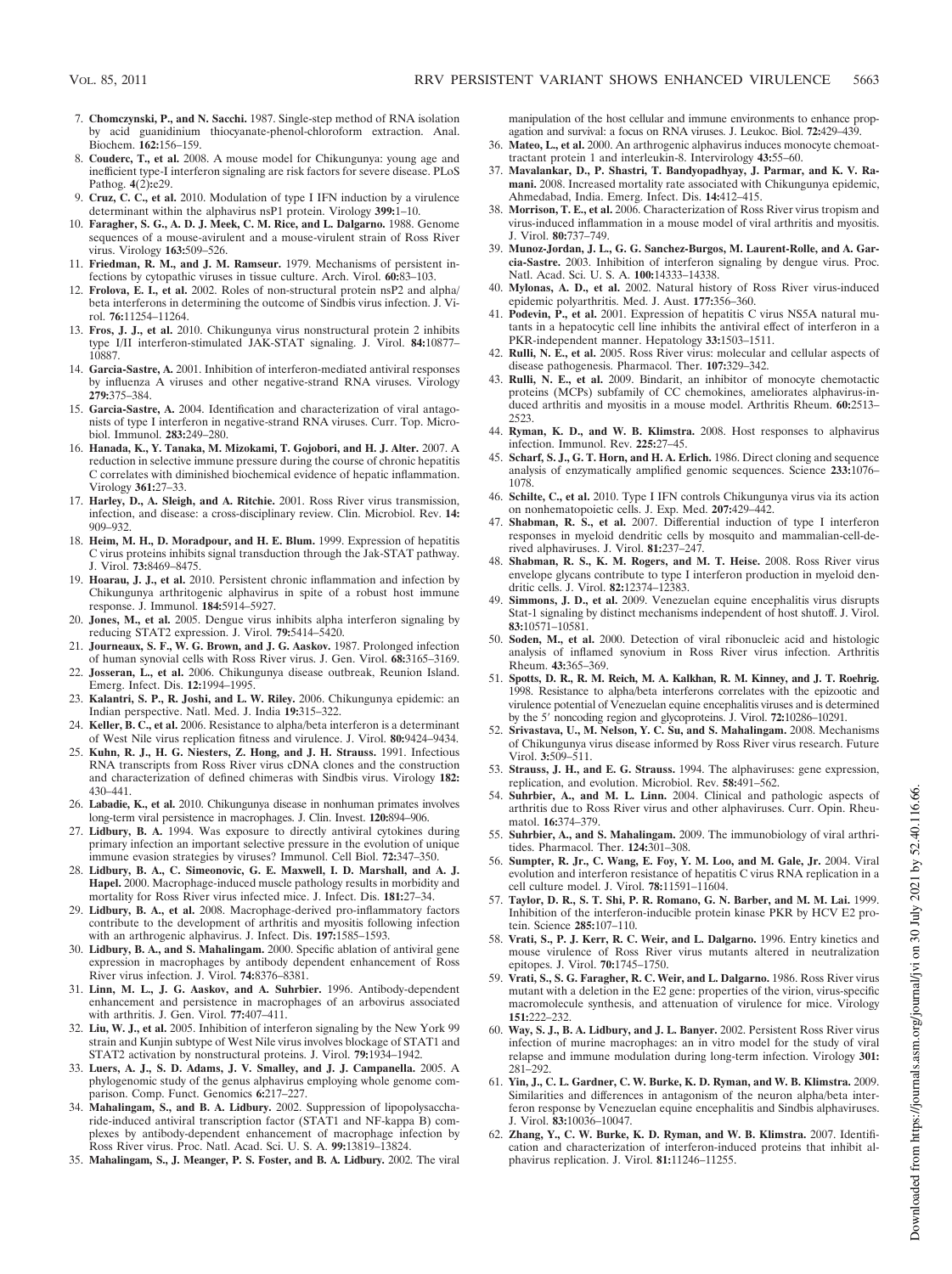7. **Chomczynski, P., and N. Sacchi.** 1987. Single-step method of RNA isolation by acid guanidinium thiocyanate-phenol-chloroform extraction. Anal. Biochem. **162:**156–159.
8. **Couderc, T., et al.** 2008. A mouse model for Chikungunya: young age and inefficient type-I interferon signaling are risk factors for severe disease. PLoS Pathog. **4**(2)**:**e29.
9. **Cruz, C. C., et al.** 2010. Modulation of type I IFN induction by a virulence determinant within the alphavirus nsP1 protein. Virology **399:**1–10.
10. **Faragher, S. G., A. D. J. Meek, C. M. Rice, and L. Dalgarno.** 1988. Genome sequences of a mouse-avirulent and a mouse-virulent strain of Ross River virus. Virology **163:**509–526.
11. **Friedman, R. M., and J. M. Ramseur.** 1979. Mechanisms of persistent infections by cytopathic viruses in tissue culture. Arch. Virol. **60:**83–103.
12. **Frolova, E. I., et al.** 2002. Roles of non-structural protein nsP2 and alpha/beta interferons in determining the outcome of Sindbis virus infection. J. Virol. **76:**11254–11264.
13. **Fros, J. J., et al.** 2010. Chikungunya virus nonstructural protein 2 inhibits type I/II interferon-stimulated JAK-STAT signaling. J. Virol. **84:**10877–10887.
14. **Garcia-Sastre, A.** 2001. Inhibition of interferon-mediated antiviral responses by influenza A viruses and other negative-strand RNA viruses. Virology **279:**375–384.
15. **Garcia-Sastre, A.** 2004. Identification and characterization of viral antagonists of type I interferon in negative-strand RNA viruses. Curr. Top. Microbiol. Immunol. **283:**249–280.
16. **Hanada, K., Y. Tanaka, M. Mizokami, T. Gojobori, and H. J. Alter.** 2007. A reduction in selective immune pressure during the course of chronic hepatitis C correlates with diminished biochemical evidence of hepatic inflammation. Virology **361:**27–33.
17. **Harley, D., A. Sleigh, and A. Ritchie.** 2001. Ross River virus transmission, infection, and disease: a cross-disciplinary review. Clin. Microbiol. Rev. **14:** 909–932.
18. **Heim, M. H., D. Moradpour, and H. E. Blum.** 1999. Expression of hepatitis C virus proteins inhibits signal transduction through the Jak-STAT pathway. J. Virol. **73:**8469–8475.
19. **Hoarau, J. J., et al.** 2010. Persistent chronic inflammation and infection by Chikungunya arthritogenic alphavirus in spite of a robust host immune response. J. Immunol. **184:**5914–5927.
20. **Jones, M., et al.** 2005. Dengue virus inhibits alpha interferon signaling by reducing STAT2 expression. J. Virol. **79:**5414–5420.
21. **Journeaux, S. F., W. G. Brown, and J. G. Aaskov.** 1987. Prolonged infection of human synovial cells with Ross River virus. J. Gen. Virol. **68:**3165–3169.
22. **Josseran, L., et al.** 2006. Chikungunya disease outbreak, Reunion Island. Emerg. Infect. Dis. **12:**1994–1995.
23. **Kalantri, S. P., R. Joshi, and L. W. Riley.** 2006. Chikungunya epidemic: an Indian perspective. Natl. Med. J. India **19:**315–322.
24. **Keller, B. C., et al.** 2006. Resistance to alpha/beta interferon is a determinant of West Nile virus replication fitness and virulence. J. Virol. **80:**9424–9434.
25. **Kuhn, R. J., H. G. Niesters, Z. Hong, and J. H. Strauss.** 1991. Infectious RNA transcripts from Ross River virus cDNA clones and the construction and characterization of defined chimeras with Sindbis virus. Virology **182:** 430–441.
26. **Labadie, K., et al.** 2010. Chikungunya disease in nonhuman primates involves long-term viral persistence in macrophages. J. Clin. Invest. **120:**894–906.
27. **Lidbury, B. A.** 1994. Was exposure to directly antiviral cytokines during primary infection an important selective pressure in the evolution of unique immune evasion strategies by viruses? Immunol. Cell Biol. **72:**347–350.
28. **Lidbury, B. A., C. Simeonovic, G. E. Maxwell, I. D. Marshall, and A. J. Hapel.** 2000. Macrophage-induced muscle pathology results in morbidity and mortality for Ross River virus infected mice. J. Infect. Dis. **181:**27–34.
29. **Lidbury, B. A., et al.** 2008. Macrophage-derived pro-inflammatory factors contribute to the development of arthritis and myositis following infection with an arthrogenic alphavirus. J. Infect. Dis. **197:**1585–1593.
30. **Lidbury, B. A., and S. Mahalingam.** 2000. Specific ablation of antiviral gene expression in macrophages by antibody dependent enhancement of Ross River virus infection. J. Virol. **74:**8376–8381.
31. **Linn, M. L., J. G. Aaskov, and A. Suhrbier.** 1996. Antibody-dependent enhancement and persistence in macrophages of an arbovirus associated with arthritis. J. Gen. Virol. **77:**407–411.
32. **Liu, W. J., et al.** 2005. Inhibition of interferon signaling by the New York 99 strain and Kunjin subtype of West Nile virus involves blockage of STAT1 and STAT2 activation by nonstructural proteins. J. Virol. **79:**1934–1942.
33. **Luers, A. J., S. D. Adams, J. V. Smalley, and J. J. Campanella.** 2005. A phylogenomic study of the genus alphavirus employing whole genome comparison. Comp. Funct. Genomics **6:**217–227.
34. **Mahalingam, S., and B. A. Lidbury.** 2002. Suppression of lipopolysaccharide-induced antiviral transcription factor (STAT1 and NF-kappa B) complexes by antibody-dependent enhancement of macrophage infection by Ross River virus. Proc. Natl. Acad. Sci. U. S. A. **99:**13819–13824.
35. **Mahalingam, S., J. Meanger, P. S. Foster, and B. A. Lidbury.** 2002. The viral manipulation of the host cellular and immune environments to enhance propagation and survival: a focus on RNA viruses. J. Leukoc. Biol. **72:**429–439.
36. **Mateo, L., et al.** 2000. An arthrogenic alphavirus induces monocyte chemoattractant protein 1 and interleukin-8. Intervirology **43:**55–60.
37. **Mavalankar, D., P. Shastri, T. Bandyopadhyay, J. Parmar, and K. V. Ramani.** 2008. Increased mortality rate associated with Chikungunya epidemic, Ahmedabad, India. Emerg. Infect. Dis. **14:**412–415.
38. **Morrison, T. E., et al.** 2006. Characterization of Ross River virus tropism and virus-induced inflammation in a mouse model of viral arthritis and myositis. J. Virol. **80:**737–749.
39. **Munoz-Jordan, J. L., G. G. Sanchez-Burgos, M. Laurent-Rolle, and A. Garcia-Sastre.** 2003. Inhibition of interferon signaling by dengue virus. Proc. Natl. Acad. Sci. U. S. A. **100:**14333–14338.
40. **Mylonas, A. D., et al.** 2002. Natural history of Ross River virus-induced epidemic polyarthritis. Med. J. Aust. **177:**356–360.
41. **Podevin, P., et al.** 2001. Expression of hepatitis C virus NS5A natural mutants in a hepatocytic cell line inhibits the antiviral effect of interferon in a PKR-independent manner. Hepatology **33:**1503–1511.
42. **Rulli, N. E., et al.** 2005. Ross River virus: molecular and cellular aspects of disease pathogenesis. Pharmacol. Ther. **107:**329–342.
43. **Rulli, N. E., et al.** 2009. Bindarit, an inhibitor of monocyte chemotactic proteins (MCPs) subfamily of CC chemokines, ameliorates alphavirus-induced arthritis and myositis in a mouse model. Arthritis Rheum. **60:**2513–2523.
44. **Ryman, K. D., and W. B. Klimstra.** 2008. Host responses to alphavirus infection. Immunol. Rev. **225:**27–45.
45. **Scharf, S. J., G. T. Horn, and H. A. Erlich.** 1986. Direct cloning and sequence analysis of enzymatically amplified genomic sequences. Science **233:**1076–1078.
46. **Schilte, C., et al.** 2010. Type I IFN controls Chikungunya virus via its action on nonhematopoietic cells. J. Exp. Med. **207:**429–442.
47. **Shabman, R. S., et al.** 2007. Differential induction of type I interferon responses in myeloid dendritic cells by mosquito and mammalian-cell-derived alphaviruses. J. Virol. **81:**237–247.
48. **Shabman, R. S., K. M. Rogers, and M. T. Heise.** 2008. Ross River virus envelope glycans contribute to type I interferon production in myeloid dendritic cells. J. Virol. **82:**12374–12383.
49. **Simmons, J. D., et al.** 2009. Venezuelan equine encephalitis virus disrupts Stat-1 signaling by distinct mechanisms independent of host shutoff. J. Virol. **83:**10571–10581.
50. **Soden, M., et al.** 2000. Detection of viral ribonucleic acid and histologic analysis of inflamed synovium in Ross River virus infection. Arthritis Rheum. **43:**365–369.
51. **Spotts, D. R., R. M. Reich, M. A. Kalkhan, R. M. Kinney, and J. T. Roehrig.** 1998. Resistance to alpha/beta interferons correlates with the epizootic and virulence potential of Venezuelan equine encephalitis viruses and is determined by the 5′ noncoding region and glycoproteins. J. Virol. **72:**10286–10291.
52. **Srivastava, U., M. Nelson, Y. C. Su, and S. Mahalingam.** 2008. Mechanisms of Chikungunya virus disease informed by Ross River virus research. Future Virol. **3:**509–511.
53. **Strauss, J. H., and E. G. Strauss.** 1994. The alphaviruses: gene expression, replication, and evolution. Microbiol. Rev. **58:**491–562.
54. **Suhrbier, A., and M. L. Linn.** 2004. Clinical and pathologic aspects of arthritis due to Ross River virus and other alphaviruses. Curr. Opin. Rheumatol. **16:**374–379.
55. **Suhrbier, A., and S. Mahalingam.** 2009. The immunobiology of viral arthritides. Pharmacol. Ther. **124:**301–308.
56. **Sumpter, R. Jr., C. Wang, E. Foy, Y. M. Loo, and M. Gale, Jr.** 2004. Viral evolution and interferon resistance of hepatitis C virus RNA replication in a cell culture model. J. Virol. **78:**11591–11604.
57. **Taylor, D. R., S. T. Shi, P. R. Romano, G. N. Barber, and M. M. Lai.** 1999. Inhibition of the interferon-inducible protein kinase PKR by HCV E2 protein. Science **285:**107–110.
58. **Vrati, S., P. J. Kerr, R. C. Weir, and L. Dalgarno.** 1996. Entry kinetics and mouse virulence of Ross River virus mutants altered in neutralization epitopes. J. Virol. **70:**1745–1750.
59. **Vrati, S., S. G. Faragher, R. C. Weir, and L. Dalgarno.** 1986. Ross River virus mutant with a deletion in the E2 gene: properties of the virion, virus-specific macromolecule synthesis, and attenuation of virulence for mice. Virology **151:**222–232.
60. **Way, S. J., B. A. Lidbury, and J. L. Banyer.** 2002. Persistent Ross River virus infection of murine macrophages: an in vitro model for the study of viral relapse and immune modulation during long-term infection. Virology **301:** 281–292.
61. **Yin, J., C. L. Gardner, C. W. Burke, K. D. Ryman, and W. B. Klimstra.** 2009. Similarities and differences in antagonism of the neuron alpha/beta interferon response by Venezuelan equine encephalitis and Sindbis alphaviruses. J. Virol. **83:**10036–10047.
62. **Zhang, Y., C. W. Burke, K. D. Ryman, and W. B. Klimstra.** 2007. Identification and characterization of interferon-induced proteins that inhibit alphavirus replication. J. Virol. **81:**11246–11255.